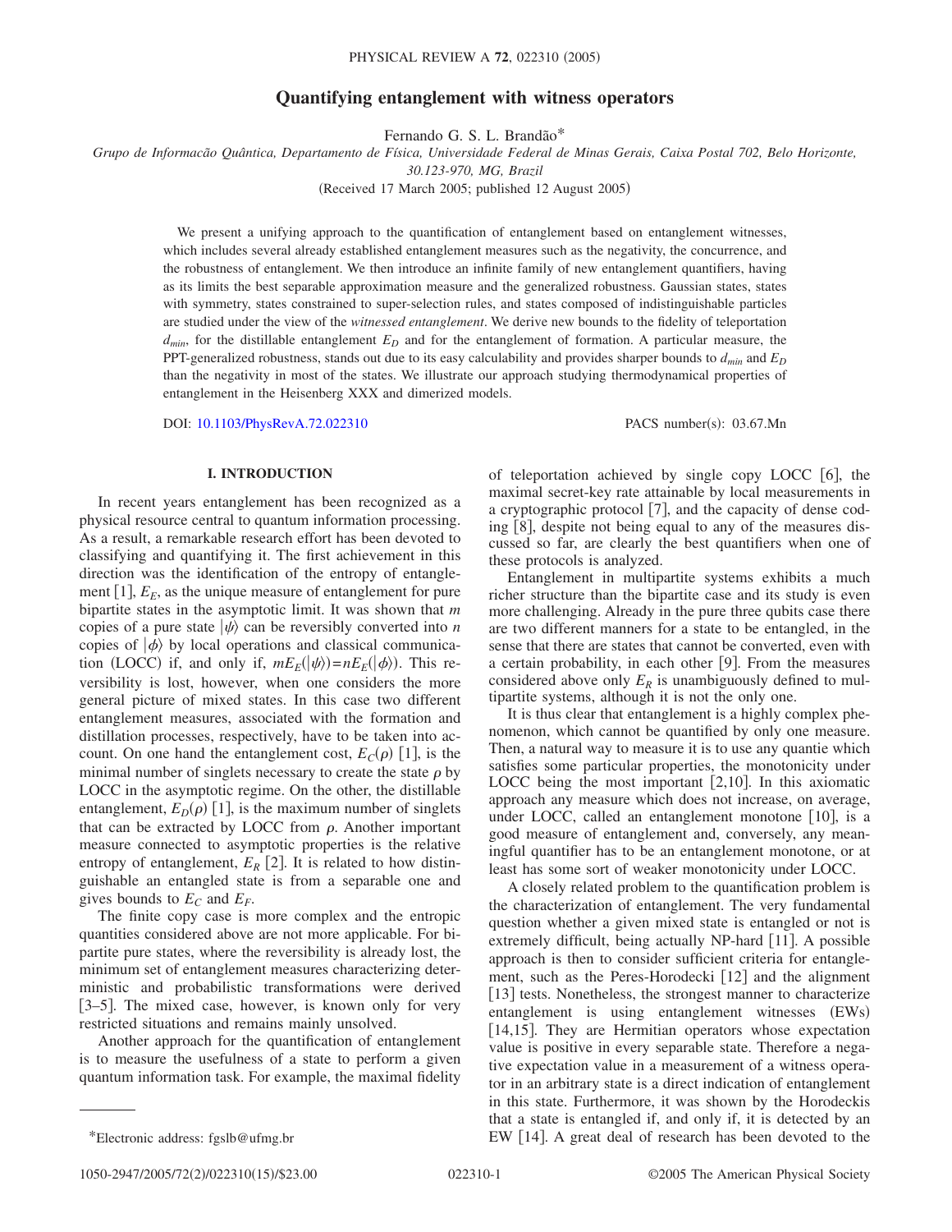# Quantifying entanglement with witness operators

Fernando G. S. L. Brandão*

*Grupo de Informacão Quântica, Departamento de Física, Universidade Federal de Minas Gerais, Caixa Postal 702, Belo Horizonte, 30.123-970, MG, Brazil*

(Received 17 March 2005; published 12 August 2005)

We present a unifying approach to the quantification of entanglement based on entanglement witnesses, which includes several already established entanglement measures such as the negativity, the concurrence, and the robustness of entanglement. We then introduce an infinite family of new entanglement quantifiers, having as its limits the best separable approximation measure and the generalized robustness. Gaussian states, states with symmetry, states constrained to super-selection rules, and states composed of indistinguishable particles are studied under the view of the *witnessed entanglement*. We derive new bounds to the fidelity of teleportation $d_{min}$, for the distillable entanglement $E_D$ and for the entanglement of formation. A particular measure, the PPT-generalized robustness, stands out due to its easy calculability and provides sharper bounds to $d_{min}$ and $E_D$ than the negativity in most of the states. We illustrate our approach studying thermodynamical properties of entanglement in the Heisenberg XXX and dimerized models.

DOI: 10.1103/PhysRevA.72.022310 PACS number(s): 03.67.Mn

## I. INTRODUCTION

In recent years entanglement has been recognized as a physical resource central to quantum information processing. As a result, a remarkable research effort has been devoted to classifying and quantifying it. The first achievement in this direction was the identification of the entropy of entanglement [1], $E_E$, as the unique measure of entanglement for pure bipartite states in the asymptotic limit. It was shown that $m$ copies of a pure state $|\psi\rangle$ can be reversibly converted into $n$ copies of $|\phi\rangle$ by local operations and classical communication (LOCC) if, and only if, $mE_E(|\psi\rangle)=nE_E(|\phi\rangle)$. This reversibility is lost, however, when one considers the more general picture of mixed states. In this case two different entanglement measures, associated with the formation and distillation processes, respectively, have to be taken into account. On one hand the entanglement cost, $E_C(\rho)$ [1], is the minimal number of singlets necessary to create the state $\rho$ by LOCC in the asymptotic regime. On the other, the distillable entanglement, $E_D(\rho)$ [1], is the maximum number of singlets that can be extracted by LOCC from $\rho$. Another important measure connected to asymptotic properties is the relative entropy of entanglement, $E_R$ [2]. It is related to how distinguishable an entangled state is from a separable one and gives bounds to $E_C$ and $E_F$.

The finite copy case is more complex and the entropic quantities considered above are not more applicable. For bipartite pure states, where the reversibility is already lost, the minimum set of entanglement measures characterizing deterministic and probabilistic transformations were derived [3–5]. The mixed case, however, is known only for very restricted situations and remains mainly unsolved.

Another approach for the quantification of entanglement is to measure the usefulness of a state to perform a given quantum information task. For example, the maximal fidelity of teleportation achieved by single copy LOCC [6], the maximal secret-key rate attainable by local measurements in a cryptographic protocol [7], and the capacity of dense coding [8], despite not being equal to any of the measures discussed so far, are clearly the best quantifiers when one of these protocols is analyzed.

Entanglement in multipartite systems exhibits a much richer structure than the bipartite case and its study is even more challenging. Already in the pure three qubits case there are two different manners for a state to be entangled, in the sense that there are states that cannot be converted, even with a certain probability, in each other [9]. From the measures considered above only $E_R$ is unambiguously defined to multipartite systems, although it is not the only one.

It is thus clear that entanglement is a highly complex phenomenon, which cannot be quantified by only one measure. Then, a natural way to measure it is to use any quantie which satisfies some particular properties, the monotonicity under LOCC being the most important [2,10]. In this axiomatic approach any measure which does not increase, on average, under LOCC, called an entanglement monotone [10], is a good measure of entanglement and, conversely, any meaningful quantifier has to be an entanglement monotone, or at least has some sort of weaker monotonicity under LOCC.

A closely related problem to the quantification problem is the characterization of entanglement. The very fundamental question whether a given mixed state is entangled or not is extremely difficult, being actually NP-hard [11]. A possible approach is then to consider sufficient criteria for entanglement, such as the Peres-Horodecki [12] and the alignment [13] tests. Nonetheless, the strongest manner to characterize entanglement is using entanglement witnesses (EWs) [14,15]. They are Hermitian operators whose expectation value is positive in every separable state. Therefore a negative expectation value in a measurement of a witness operator in an arbitrary state is a direct indication of entanglement in this state. Furthermore, it was shown by the Horodeckis that a state is entangled if, and only if, it is detected by an EW [14]. A great deal of research has been devoted to the

*Electronic address: fgslb@ufmg.br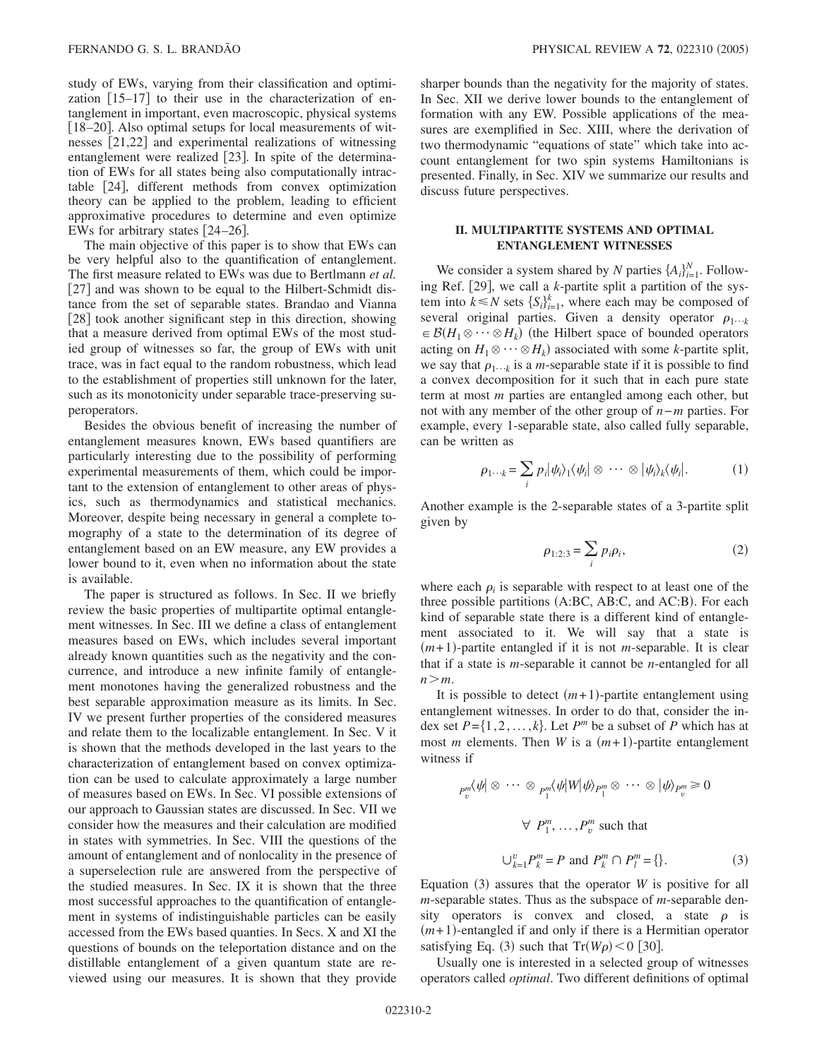study of EWs, varying from their classification and optimization [15–17] to their use in the characterization of entanglement in important, even macroscopic, physical systems [18–20]. Also optimal setups for local measurements of witnesses [21,22] and experimental realizations of witnessing entanglement were realized [23]. In spite of the determination of EWs for all states being also computationally intractable [24], different methods from convex optimization theory can be applied to the problem, leading to efficient approximative procedures to determine and even optimize EWs for arbitrary states [24–26].

The main objective of this paper is to show that EWs can be very helpful also to the quantification of entanglement. The first measure related to EWs was due to Bertlmann *et al.* [27] and was shown to be equal to the Hilbert-Schmidt distance from the set of separable states. Brandao and Vianna [28] took another significant step in this direction, showing that a measure derived from optimal EWs of the most studied group of witnesses so far, the group of EWs with unit trace, was in fact equal to the random robustness, which lead to the establishment of properties still unknown for the later, such as its monotonicity under separable trace-preserving superoperators.

Besides the obvious benefit of increasing the number of entanglement measures known, EWs based quantifiers are particularly interesting due to the possibility of performing experimental measurements of them, which could be important to the extension of entanglement to other areas of physics, such as thermodynamics and statistical mechanics. Moreover, despite being necessary in general a complete tomography of a state to the determination of its degree of entanglement based on an EW measure, any EW provides a lower bound to it, even when no information about the state is available.

The paper is structured as follows. In Sec. II we briefly review the basic properties of multipartite optimal entanglement witnesses. In Sec. III we define a class of entanglement measures based on EWs, which includes several important already known quantities such as the negativity and the concurrence, and introduce a new infinite family of entanglement monotones having the generalized robustness and the best separable approximation measure as its limits. In Sec. IV we present further properties of the considered measures and relate them to the localizable entanglement. In Sec. V it is shown that the methods developed in the last years to the characterization of entanglement based on convex optimization can be used to calculate approximately a large number of measures based on EWs. In Sec. VI possible extensions of our approach to Gaussian states are discussed. In Sec. VII we consider how the measures and their calculation are modified in states with symmetries. In Sec. VIII the questions of the amount of entanglement and of nonlocality in the presence of a superselection rule are answered from the perspective of the studied measures. In Sec. IX it is shown that the three most successful approaches to the quantification of entanglement in systems of indistinguishable particles can be easily accessed from the EWs based quanties. In Secs. X and XI the questions of bounds on the teleportation distance and on the distillable entanglement of a given quantum state are reviewed using our measures. It is shown that they provide sharper bounds than the negativity for the majority of states. In Sec. XII we derive lower bounds to the entanglement of formation with any EW. Possible applications of the measures are exemplified in Sec. XIII, where the derivation of two thermodynamic "equations of state" which take into account entanglement for two spin systems Hamiltonians is presented. Finally, in Sec. XIV we summarize our results and discuss future perspectives.

## II. MULTIPARTITE SYSTEMS AND OPTIMAL ENTANGLEMENT WITNESSES

We consider a system shared by $N$ parties $\{A_i\}_{i=1}^N$. Following Ref. [29], we call a $k$-partite split a partition of the system into $k \leq N$ sets $\{S_i\}_{i=1}^k$, where each may be composed of several original parties. Given a density operator $\rho_{1\cdots k} \in \mathcal{B}(H_1 \otimes \cdots \otimes H_k)$ (the Hilbert space of bounded operators acting on $H_1 \otimes \cdots \otimes H_k$) associated with some $k$-partite split, we say that $\rho_{1\cdots k}$ is a $m$-separable state if it is possible to find a convex decomposition for it such that in each pure state term at most $m$ parties are entangled among each other, but not with any member of the other group of $n-m$ parties. For example, every 1-separable state, also called fully separable, can be written as

$$\rho_{1\cdots k} = \sum_i p_i |\psi_i\rangle_1\langle\psi_i| \otimes \cdots \otimes |\psi_i\rangle_k\langle\psi_i|. \tag{1}$$

Another example is the 2-separable states of a 3-partite split given by

$$\rho_{1:2:3} = \sum_i p_i \rho_i, \tag{2}$$

where each $\rho_i$ is separable with respect to at least one of the three possible partitions (A:BC, AB:C, and AC:B). For each kind of separable state there is a different kind of entanglement associated to it. We will say that a state is $(m+1)$-partite entangled if it is not $m$-separable. It is clear that if a state is $m$-separable it cannot be $n$-entangled for all $n > m$.

It is possible to detect $(m+1)$-partite entanglement using entanglement witnesses. In order to do that, consider the index set $P = \{1, 2, \ldots, k\}$. Let $P^m$ be a subset of $P$ which has at most $m$ elements. Then $W$ is a $(m+1)$-partite entanglement witness if

$$_{P_v^m}\langle\psi| \otimes \cdots \otimes {}_{P_1^m}\langle\psi|W|\psi\rangle_{P_1^m} \otimes \cdots \otimes |\psi\rangle_{P_v^m} \geq 0$$

$$\forall \; P_1^m, \ldots, P_v^m \text{ such that}$$

$$\cup_{k=1}^v P_k^m = P \text{ and } P_k^m \cap P_l^m = \{\}. \tag{3}$$

Equation (3) assures that the operator $W$ is positive for all $m$-separable states. Thus as the subspace of $m$-separable density operators is convex and closed, a state $\rho$ is $(m+1)$-entangled if and only if there is a Hermitian operator satisfying Eq. (3) such that $\text{Tr}(W\rho) < 0$ [30].

Usually one is interested in a selected group of witnesses operators called *optimal*. Two different definitions of optimal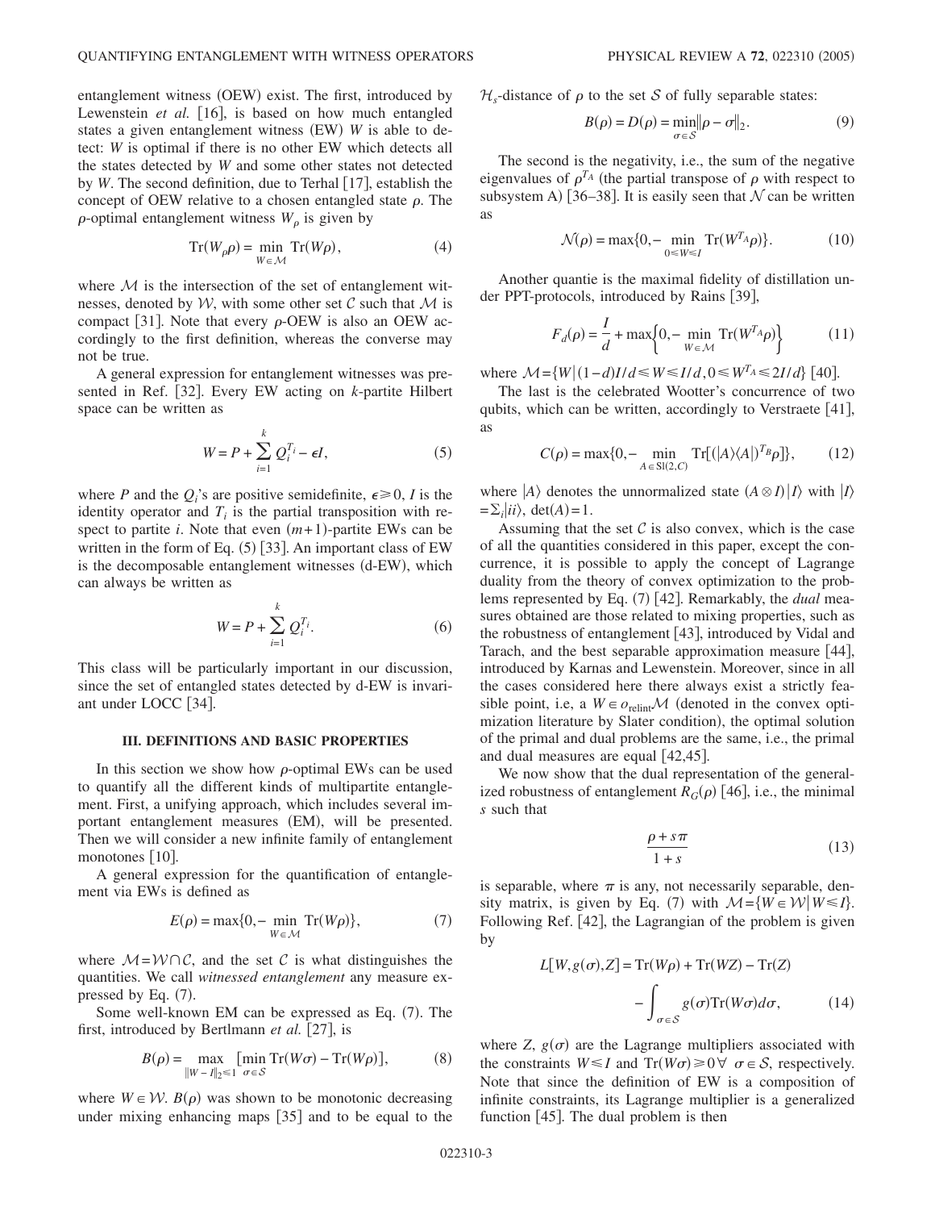entanglement witness (OEW) exist. The first, introduced by Lewenstein *et al.* [16], is based on how much entangled states a given entanglement witness (EW) $W$ is able to detect: $W$ is optimal if there is no other EW which detects all the states detected by $W$ and some other states not detected by $W$. The second definition, due to Terhal [17], establish the concept of OEW relative to a chosen entangled state $\rho$. The $\rho$-optimal entanglement witness $W_\rho$ is given by

$$\mathrm{Tr}(W_\rho \rho) = \min_{W\in\mathcal{M}} \mathrm{Tr}(W\rho), \tag{4}$$

where $\mathcal{M}$ is the intersection of the set of entanglement witnesses, denoted by $\mathcal{W}$, with some other set $\mathcal{C}$ such that $\mathcal{M}$ is compact [31]. Note that every $\rho$-OEW is also an OEW accordingly to the first definition, whereas the converse may not be true.

A general expression for entanglement witnesses was presented in Ref. [32]. Every EW acting on $k$-partite Hilbert space can be written as

$$W = P + \sum_{i=1}^{k} Q_i^{T_i} - \epsilon I, \tag{5}$$

where $P$ and the $Q_i$'s are positive semidefinite, $\epsilon \geq 0$, $I$ is the identity operator and $T_i$ is the partial transposition with respect to partite $i$. Note that even $(m+1)$-partite EWs can be written in the form of Eq. (5) [33]. An important class of EW is the decomposable entanglement witnesses (d-EW), which can always be written as

$$W = P + \sum_{i=1}^{k} Q_i^{T_i}. \tag{6}$$

This class will be particularly important in our discussion, since the set of entangled states detected by d-EW is invariant under LOCC [34].

### III. DEFINITIONS AND BASIC PROPERTIES

In this section we show how $\rho$-optimal EWs can be used to quantify all the different kinds of multipartite entanglement. First, a unifying approach, which includes several important entanglement measures (EM), will be presented. Then we will consider a new infinite family of entanglement monotones [10].

A general expression for the quantification of entanglement via EWs is defined as

$$E(\rho) = \max\{0, -\min_{W\in\mathcal{M}} \mathrm{Tr}(W\rho)\}, \tag{7}$$

where $\mathcal{M} = \mathcal{W} \cap \mathcal{C}$, and the set $\mathcal{C}$ is what distinguishes the quantities. We call *witnessed entanglement* any measure expressed by Eq. (7).

Some well-known EM can be expressed as Eq. (7). The first, introduced by Bertlmann *et al.* [27], is

$$B(\rho) = \max_{\|W-I\|_2\leq 1} [\min_{\sigma\in\mathcal{S}} \mathrm{Tr}(W\sigma) - \mathrm{Tr}(W\rho)], \tag{8}$$

where $W \in \mathcal{W}$. $B(\rho)$ was shown to be monotonic decreasing under mixing enhancing maps [35] and to be equal to the $\mathcal{H}_s$-distance of $\rho$ to the set $\mathcal{S}$ of fully separable states:

$$B(\rho) = D(\rho) = \min_{\sigma\in\mathcal{S}} \|\rho - \sigma\|_2. \tag{9}$$

The second is the negativity, i.e., the sum of the negative eigenvalues of $\rho^{T_A}$ (the partial transpose of $\rho$ with respect to subsystem A) [36–38]. It is easily seen that $\mathcal{N}$ can be written as

$$\mathcal{N}(\rho) = \max\{0, -\min_{0\leq W\leq I} \mathrm{Tr}(W^{T_A}\rho)\}. \tag{10}$$

Another quantie is the maximal fidelity of distillation under PPT-protocols, introduced by Rains [39],

$$F_d(\rho) = \frac{I}{d} + \max\left\{0, -\min_{W\in\mathcal{M}} \mathrm{Tr}(W^{T_A}\rho)\right\} \tag{11}$$

where $\mathcal{M} = \{W | (1-d)I/d \leq W \leq I/d, 0 \leq W^{T_A} \leq 2I/d\}$ [40].

The last is the celebrated Wootter's concurrence of two qubits, which can be written, accordingly to Verstraete [41], as

$$C(\rho) = \max\{0, -\min_{A\in \mathrm{Sl}(2,C)} \mathrm{Tr}[(|A\rangle\langle A|)^{T_B}\rho]\}, \tag{12}$$

where $|A\rangle$ denotes the unnormalized state $(A\otimes I)|I\rangle$ with $|I\rangle = \sum_i |ii\rangle$, $\det(A) = 1$.

Assuming that the set $\mathcal{C}$ is also convex, which is the case of all the quantities considered in this paper, except the concurrence, it is possible to apply the concept of Lagrange duality from the theory of convex optimization to the problems represented by Eq. (7) [42]. Remarkably, the *dual* measures obtained are those related to mixing properties, such as the robustness of entanglement [43], introduced by Vidal and Tarach, and the best separable approximation measure [44], introduced by Karnas and Lewenstein. Moreover, since in all the cases considered here there always exist a strictly feasible point, i.e, a $W \in o_{\mathrm{relint}}\mathcal{M}$ (denoted in the convex optimization literature by Slater condition), the optimal solution of the primal and dual problems are the same, i.e., the primal and dual measures are equal [42,45].

We now show that the dual representation of the generalized robustness of entanglement $R_G(\rho)$ [46], i.e., the minimal $s$ such that

$$\frac{\rho + s\pi}{1+s} \tag{13}$$

is separable, where $\pi$ is any, not necessarily separable, density matrix, is given by Eq. (7) with $\mathcal{M} = \{W \in \mathcal{W} | W \leq I\}$. Following Ref. [42], the Lagrangian of the problem is given by

$$L[W, g(\sigma), Z] = \mathrm{Tr}(W\rho) + \mathrm{Tr}(WZ) - \mathrm{Tr}(Z) - \int_{\sigma\in\mathcal{S}} g(\sigma)\mathrm{Tr}(W\sigma)d\sigma, \tag{14}$$

where $Z$, $g(\sigma)$ are the Lagrange multipliers associated with the constraints $W \leq I$ and $\mathrm{Tr}(W\sigma) \geq 0 \,\forall\, \sigma \in \mathcal{S}$, respectively. Note that since the definition of EW is a composition of infinite constraints, its Lagrange multiplier is a generalized function [45]. The dual problem is then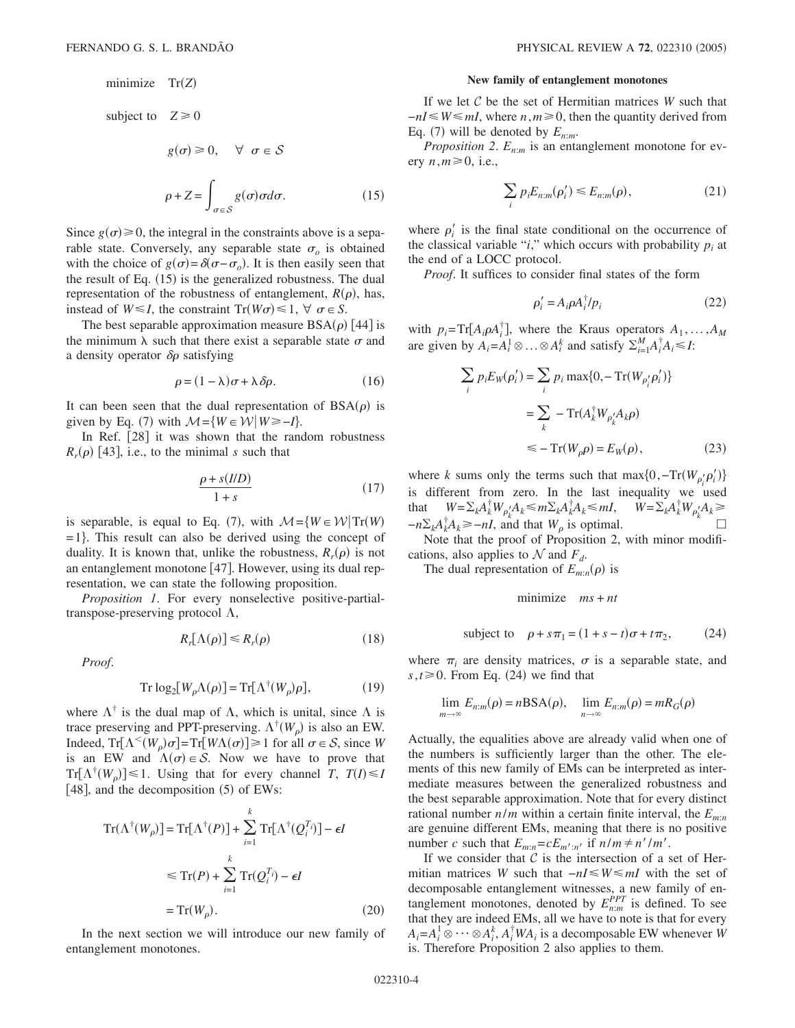$$
\begin{aligned}
&\text{minimize} \quad \operatorname{Tr}(Z) \\
&\text{subject to} \quad Z \geqslant 0 \\
&\qquad g(\sigma) \geqslant 0, \quad \forall\ \sigma \in \mathcal{S} \\
&\qquad \rho + Z = \int_{\sigma \in \mathcal{S}} g(\sigma)\sigma d\sigma.
\end{aligned} \tag{15}
$$

Since $g(\sigma) \geqslant 0$, the integral in the constraints above is a separable state. Conversely, any separable state $\sigma_o$ is obtained with the choice of $g(\sigma)=\delta(\sigma-\sigma_o)$. It is then easily seen that the result of Eq. (15) is the generalized robustness. The dual representation of the robustness of entanglement, $R(\rho)$, has, instead of $W \leqslant I$, the constraint $\operatorname{Tr}(W\sigma) \leqslant 1,\ \forall\ \sigma \in S$.

The best separable approximation measure $\mathrm{BSA}(\rho)$ [44] is the minimum $\lambda$ such that there exist a separable state $\sigma$ and a density operator $\delta\rho$ satisfying

$$
\rho = (1-\lambda)\sigma + \lambda\,\delta\rho. \tag{16}
$$

It can been seen that the dual representation of $\mathrm{BSA}(\rho)$ is given by Eq. (7) with $\mathcal{M}=\{W \in \mathcal{W} | W \geqslant -I\}$.

In Ref. [28] it was shown that the random robustness $R_r(\rho)$ [43], i.e., to the minimal $s$ such that

$$
\frac{\rho + s(I/D)}{1+s} \tag{17}
$$

is separable, is equal to Eq. (7), with $\mathcal{M}=\{W \in \mathcal{W} | \operatorname{Tr}(W) = 1\}$. This result can also be derived using the concept of duality. It is known that, unlike the robustness, $R_r(\rho)$ is not an entanglement monotone [47]. However, using its dual representation, we can state the following proposition.

*Proposition 1*. For every nonselective positive-partial-transpose-preserving protocol $\Lambda$,

$$
R_r[\Lambda(\rho)] \leqslant R_r(\rho) \tag{18}
$$

*Proof.*

$$
\operatorname{Tr} \log_2[W_\rho \Lambda(\rho)] = \operatorname{Tr}[\Lambda^\dagger(W_\rho)\rho], \tag{19}
$$

where $\Lambda^\dagger$ is the dual map of $\Lambda$, which is unital, since $\Lambda$ is trace preserving and PPT-preserving. $\Lambda^\dagger(W_\rho)$ is also an EW. Indeed, $\operatorname{Tr}[\Lambda^<(W_\rho)\sigma] = \operatorname{Tr}[W\Lambda(\sigma)] \geqslant 1$ for all $\sigma \in \mathcal{S}$, since $W$ is an EW and $\Lambda(\sigma) \in \mathcal{S}$. Now we have to prove that $\operatorname{Tr}[\Lambda^\dagger(W_\rho)] \leqslant 1$. Using that for every channel $T$, $T(I) \leqslant I$ [48], and the decomposition (5) of EWs:

$$
\begin{aligned}
\operatorname{Tr}(\Lambda^\dagger(W_\rho)] &= \operatorname{Tr}[\Lambda^\dagger(P)] + \sum_{i=1}^{k} \operatorname{Tr}[\Lambda^\dagger(Q_i^{T_i})] - \epsilon I \\
&\leqslant \operatorname{Tr}(P) + \sum_{i=1}^{k} \operatorname{Tr}(Q_i^{T_i}) - \epsilon I \\
&= \operatorname{Tr}(W_\rho).
\end{aligned} \tag{20}
$$

In the next section we will introduce our new family of entanglement monotones.

### New family of entanglement monotones

If we let $\mathcal{C}$ be the set of Hermitian matrices $W$ such that $-nI \leqslant W \leqslant mI$, where $n,m \geqslant 0$, then the quantity derived from Eq. (7) will be denoted by $E_{n:m}$.

*Proposition 2*. $E_{n:m}$ is an entanglement monotone for every $n,m \geqslant 0$, i.e.,

$$
\sum_i p_i E_{n:m}(\rho_i') \leqslant E_{n:m}(\rho), \tag{21}
$$

where $\rho_i'$ is the final state conditional on the occurrence of the classical variable "$i$," which occurs with probability $p_i$ at the end of a LOCC protocol.

*Proof*. It suffices to consider final states of the form

$$
\rho_i' = A_i \rho A_i^\dagger / p_i \tag{22}
$$

with $p_i = \operatorname{Tr}[A_i \rho A_i^\dagger]$, where the Kraus operators $A_1,\ldots,A_M$ are given by $A_i = A_i^1 \otimes \ldots \otimes A_i^k$ and satisfy $\sum_{i=1}^{M} A_i^\dagger A_i \leqslant I$:

$$
\begin{aligned}
\sum_i p_i E_W(\rho_i') &= \sum_i p_i \max\{0, -\operatorname{Tr}(W_{\rho_i'}\rho_i')\} \\
&= \sum_k -\operatorname{Tr}(A_k^\dagger W_{\rho_k'} A_k \rho) \\
&\leqslant -\operatorname{Tr}(W_\rho \rho) = E_W(\rho),
\end{aligned} \tag{23}
$$

where $k$ sums only the terms such that $\max\{0, -\operatorname{Tr}(W_{\rho_i'}\rho_i')\}$ is different from zero. In the last inequality we used that $W = \sum_k A_k^\dagger W_{\rho_k'} A_k \leqslant m \sum_k A_k^\dagger A_k \leqslant mI$, $W = \sum_k A_k^\dagger W_{\rho_k'} A_k \geqslant -n \sum_k A_k^\dagger A_k \geqslant -nI$, and that $W_\rho$ is optimal. $\square$

Note that the proof of Proposition 2, with minor modifications, also applies to $\mathcal{N}$ and $F_d$.

The dual representation of $E_{m:n}(\rho)$ is

$$
\begin{aligned}
&\text{minimize} \quad ms + nt \\
&\text{subject to} \quad \rho + s\pi_1 = (1+s-t)\sigma + t\pi_2,
\end{aligned} \tag{24}
$$

where $\pi_i$ are density matrices, $\sigma$ is a separable state, and $s,t \geqslant 0$. From Eq. (24) we find that

$$
\lim_{m\to\infty} E_{n:m}(\rho) = n\mathrm{BSA}(\rho), \quad \lim_{n\to\infty} E_{n:m}(\rho) = mR_G(\rho)
$$

Actually, the equalities above are already valid when one of the numbers is sufficiently larger than the other. The elements of this new family of EMs can be interpreted as intermediate measures between the generalized robustness and the best separable approximation. Note that for every distinct rational number $n/m$ within a certain finite interval, the $E_{m:n}$ are genuine different EMs, meaning that there is no positive number $c$ such that $E_{m:n} = cE_{m':n'}$ if $n/m \neq n'/m'$.

If we consider that $\mathcal{C}$ is the intersection of a set of Hermitian matrices $W$ such that $-nI \leqslant W \leqslant mI$ with the set of decomposable entanglement witnesses, a new family of entanglement monotones, denoted by $E_{n:m}^{PPT}$ is defined. To see that they are indeed EMs, all we have to note is that for every $A_i = A_i^1 \otimes \cdots \otimes A_i^k$, $A_i^\dagger W A_i$ is a decomposable EW whenever $W$ is. Therefore Proposition 2 also applies to them.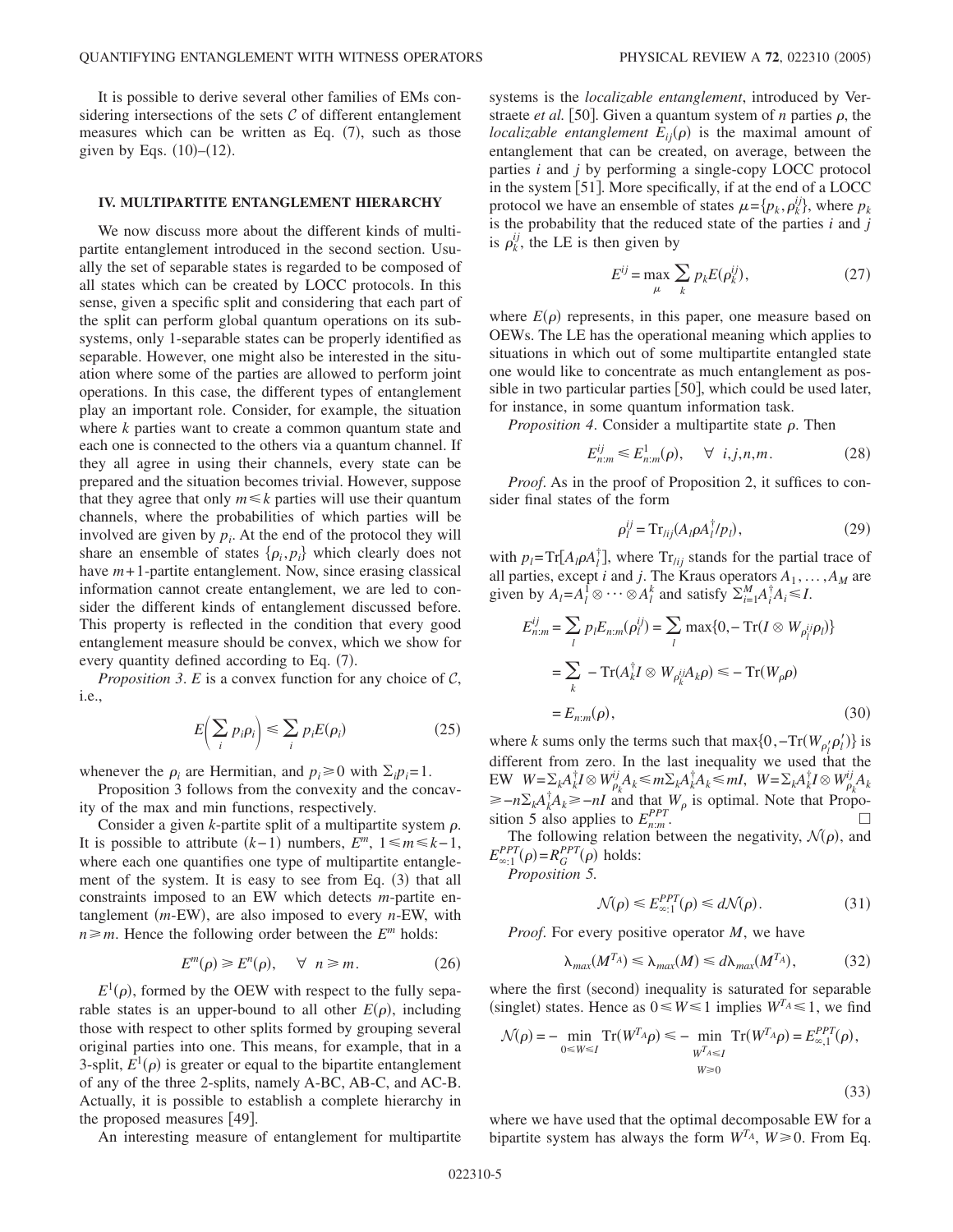It is possible to derive several other families of EMs considering intersections of the sets $\mathcal{C}$ of different entanglement measures which can be written as Eq. (7), such as those given by Eqs. (10)–(12).

## IV. MULTIPARTITE ENTANGLEMENT HIERARCHY

We now discuss more about the different kinds of multipartite entanglement introduced in the second section. Usually the set of separable states is regarded to be composed of all states which can be created by LOCC protocols. In this sense, given a specific split and considering that each part of the split can perform global quantum operations on its subsystems, only 1-separable states can be properly identified as separable. However, one might also be interested in the situation where some of the parties are allowed to perform joint operations. In this case, the different types of entanglement play an important role. Consider, for example, the situation where $k$ parties want to create a common quantum state and each one is connected to the others via a quantum channel. If they all agree in using their channels, every state can be prepared and the situation becomes trivial. However, suppose that they agree that only $m \leq k$ parties will use their quantum channels, where the probabilities of which parties will be involved are given by $p_i$. At the end of the protocol they will share an ensemble of states $\{\rho_i, p_i\}$ which clearly does not have $m+1$-partite entanglement. Now, since erasing classical information cannot create entanglement, we are led to consider the different kinds of entanglement discussed before. This property is reflected in the condition that every good entanglement measure should be convex, which we show for every quantity defined according to Eq. (7).

*Proposition 3*. $E$ is a convex function for any choice of $\mathcal{C}$, i.e.,

$$E\left(\sum_i p_i \rho_i\right) \leq \sum_i p_i E(\rho_i) \tag{25}$$

whenever the $\rho_i$ are Hermitian, and $p_i \geq 0$ with $\Sigma_i p_i = 1$.

Proposition 3 follows from the convexity and the concavity of the max and min functions, respectively.

Consider a given $k$-partite split of a multipartite system $\rho$. It is possible to attribute $(k-1)$ numbers, $E^m$, $1 \leq m \leq k-1$, where each one quantifies one type of multipartite entanglement of the system. It is easy to see from Eq. (3) that all constraints imposed to an EW which detects $m$-partite entanglement ($m$-EW), are also imposed to every $n$-EW, with $n \geq m$. Hence the following order between the $E^m$ holds:

$$E^m(\rho) \geq E^n(\rho), \quad \forall \;\; n \geq m. \tag{26}$$

$E^1(\rho)$, formed by the OEW with respect to the fully separable states is an upper-bound to all other $E(\rho)$, including those with respect to other splits formed by grouping several original parties into one. This means, for example, that in a 3-split, $E^1(\rho)$ is greater or equal to the bipartite entanglement of any of the three 2-splits, namely A-BC, AB-C, and AC-B. Actually, it is possible to establish a complete hierarchy in the proposed measures [49].

An interesting measure of entanglement for multipartite systems is the *localizable entanglement*, introduced by Verstraete *et al.* [50]. Given a quantum system of $n$ parties $\rho$, the *localizable entanglement* $E_{ij}(\rho)$ is the maximal amount of entanglement that can be created, on average, between the parties $i$ and $j$ by performing a single-copy LOCC protocol in the system [51]. More specifically, if at the end of a LOCC protocol we have an ensemble of states $\mu = \{p_k, \rho_k^{ij}\}$, where $p_k$ is the probability that the reduced state of the parties $i$ and $j$ is $\rho_k^{ij}$, the LE is then given by

$$E^{ij} = \max_{\mu} \sum_k p_k E(\rho_k^{ij}), \tag{27}$$

where $E(\rho)$ represents, in this paper, one measure based on OEWs. The LE has the operational meaning which applies to situations in which out of some multipartite entangled state one would like to concentrate as much entanglement as possible in two particular parties [50], which could be used later, for instance, in some quantum information task.

*Proposition 4*. Consider a multipartite state $\rho$. Then

$$E_{n:m}^{ij} \leq E_{n:m}^{1}(\rho), \quad \forall \;\; i,j,n,m. \tag{28}$$

*Proof*. As in the proof of Proposition 2, it suffices to consider final states of the form

$$\rho_l^{ij} = \mathrm{Tr}_{/ij}(A_l \rho A_l^{\dagger}/p_l), \tag{29}$$

with $p_l = \mathrm{Tr}[A_l \rho A_l^{\dagger}]$, where $\mathrm{Tr}_{/ij}$ stands for the partial trace of all parties, except $i$ and $j$. The Kraus operators $A_1, \ldots, A_M$ are given by $A_l = A_l^1 \otimes \cdots \otimes A_l^k$ and satisfy $\Sigma_{i=1}^M A_i^{\dagger} A_i \leq I$.

$$\begin{aligned}
E_{n:m}^{ij} &= \sum_l p_l E_{n:m}(\rho_l^{ij}) = \sum_l \max\{0, -\mathrm{Tr}(I \otimes W_{\rho_l^{ij}} \rho_l)\} \\
&= \sum_k -\mathrm{Tr}(A_k^{\dagger} I \otimes W_{\rho_k^{ij}} A_k \rho) \leq -\mathrm{Tr}(W_\rho \rho) \\
&= E_{n:m}(\rho),
\end{aligned} \tag{30}$$

where $k$ sums only the terms such that $\max\{0, -\mathrm{Tr}(W_{\rho_l'} \rho_l')\}$ is different from zero. In the last inequality we used that the EW $W = \Sigma_k A_k^{\dagger} I \otimes W_{\rho_k^{ij}} A_k \leq m \Sigma_k A_k^{\dagger} A_k \leq mI$, $W = \Sigma_k A_k^{\dagger} I \otimes W_{\rho_k^{ij}} A_k \geq -n \Sigma_k A_k^{\dagger} A_k \geq -nI$ and that $W_\rho$ is optimal. Note that Proposition 5 also applies to $E_{n:m}^{PPT}$. $\square$

The following relation between the negativity, $\mathcal{N}(\rho)$, and $E_{\infty:1}^{PPT}(\rho) = R_G^{PPT}(\rho)$ holds:

*Proposition 5.*

$$\mathcal{N}(\rho) \leq E_{\infty:1}^{PPT}(\rho) \leq d\mathcal{N}(\rho). \tag{31}$$

*Proof*. For every positive operator $M$, we have

$$\lambda_{max}(M^{T_A}) \leq \lambda_{max}(M) \leq d\lambda_{max}(M^{T_A}), \tag{32}$$

where the first (second) inequality is saturated for separable (singlet) states. Hence as $0 \leq W \leq 1$ implies $W^{T_A} \leq 1$, we find

$$\mathcal{N}(\rho) = -\min_{0 \leq W \leq I} \mathrm{Tr}(W^{T_A} \rho) \leq -\min_{\substack{W^{T_A} \leq I \\ W \geq 0}} \mathrm{Tr}(W^{T_A} \rho) = E_{\infty,1}^{PPT}(\rho), \tag{33}$$

where we have used that the optimal decomposable EW for a bipartite system has always the form $W^{T_A}$, $W \geq 0$. From Eq.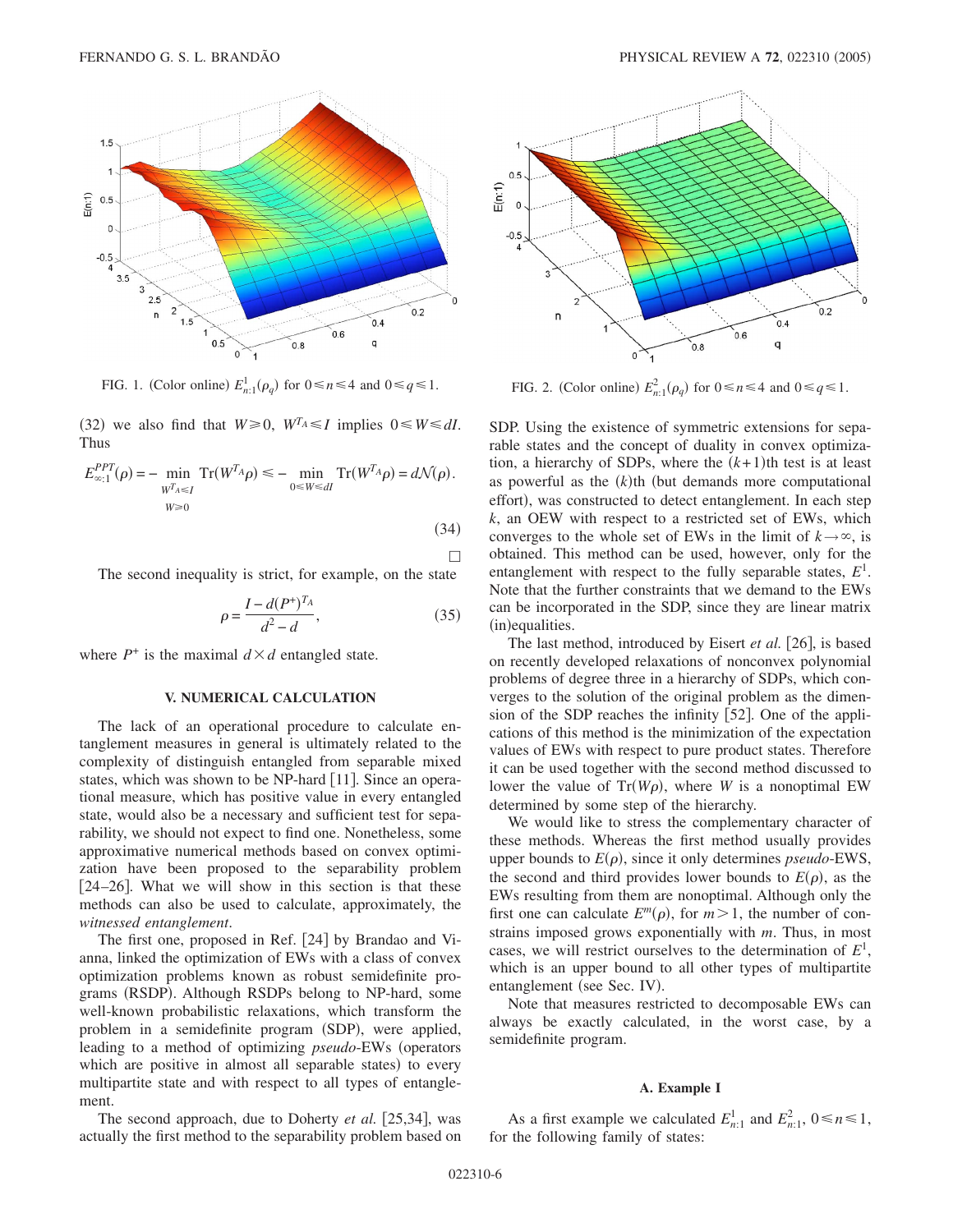FIG. 1. (Color online) $E^1_{n:1}(\rho_q)$ for $0 \leq n \leq 4$ and $0 \leq q \leq 1$.

FIG. 2. (Color online) $E^2_{n:1}(\rho_q)$ for $0 \leq n \leq 4$ and $0 \leq q \leq 1$.

(32) we also find that $W \geq 0$, $W^{T_A} \leq I$ implies $0 \leq W \leq dI$. Thus

$$E^{PPT}_{\infty:1}(\rho) = - \min_{\substack{W^{T_A} \leq I \\ W \geq 0}} \text{Tr}(W^{T_A}\rho) \leq - \min_{0 \leq W \leq dI} \text{Tr}(W^{T_A}\rho) = d\mathcal{N}(\rho). \tag{34}$$

□

The second inequality is strict, for example, on the state

$$\rho = \frac{I - d(P^+)^{T_A}}{d^2 - d}, \tag{35}$$

where $P^+$ is the maximal $d \times d$ entangled state.

## V. NUMERICAL CALCULATION

The lack of an operational procedure to calculate entanglement measures in general is ultimately related to the complexity of distinguish entangled from separable mixed states, which was shown to be NP-hard [11]. Since an operational measure, which has positive value in every entangled state, would also be a necessary and sufficient test for separability, we should not expect to find one. Nonetheless, some approximative numerical methods based on convex optimization have been proposed to the separability problem [24–26]. What we will show in this section is that these methods can also be used to calculate, approximately, the *witnessed entanglement*.

The first one, proposed in Ref. [24] by Brandao and Vianna, linked the optimization of EWs with a class of convex optimization problems known as robust semidefinite programs (RSDP). Although RSDPs belong to NP-hard, some well-known probabilistic relaxations, which transform the problem in a semidefinite program (SDP), were applied, leading to a method of optimizing *pseudo*-EWs (operators which are positive in almost all separable states) to every multipartite state and with respect to all types of entanglement.

The second approach, due to Doherty *et al.* [25,34], was actually the first method to the separability problem based on SDP. Using the existence of symmetric extensions for separable states and the concept of duality in convex optimization, a hierarchy of SDPs, where the $(k+1)$th test is at least as powerful as the $(k)$th (but demands more computational effort), was constructed to detect entanglement. In each step $k$, an OEW with respect to a restricted set of EWs, which converges to the whole set of EWs in the limit of $k \rightarrow \infty$, is obtained. This method can be used, however, only for the entanglement with respect to the fully separable states, $E^1$. Note that the further constraints that we demand to the EWs can be incorporated in the SDP, since they are linear matrix (in)equalities.

The last method, introduced by Eisert *et al.* [26], is based on recently developed relaxations of nonconvex polynomial problems of degree three in a hierarchy of SDPs, which converges to the solution of the original problem as the dimension of the SDP reaches the infinity [52]. One of the applications of this method is the minimization of the expectation values of EWs with respect to pure product states. Therefore it can be used together with the second method discussed to lower the value of $\text{Tr}(W\rho)$, where $W$ is a nonoptimal EW determined by some step of the hierarchy.

We would like to stress the complementary character of these methods. Whereas the first method usually provides upper bounds to $E(\rho)$, since it only determines *pseudo*-EWS, the second and third provides lower bounds to $E(\rho)$, as the EWs resulting from them are nonoptimal. Although only the first one can calculate $E^m(\rho)$, for $m > 1$, the number of constrains imposed grows exponentially with $m$. Thus, in most cases, we will restrict ourselves to the determination of $E^1$, which is an upper bound to all other types of multipartite entanglement (see Sec. IV).

Note that measures restricted to decomposable EWs can always be exactly calculated, in the worst case, by a semidefinite program.

### A. Example I

As a first example we calculated $E^1_{n:1}$ and $E^2_{n:1}$, $0 \leq n \leq 1$, for the following family of states: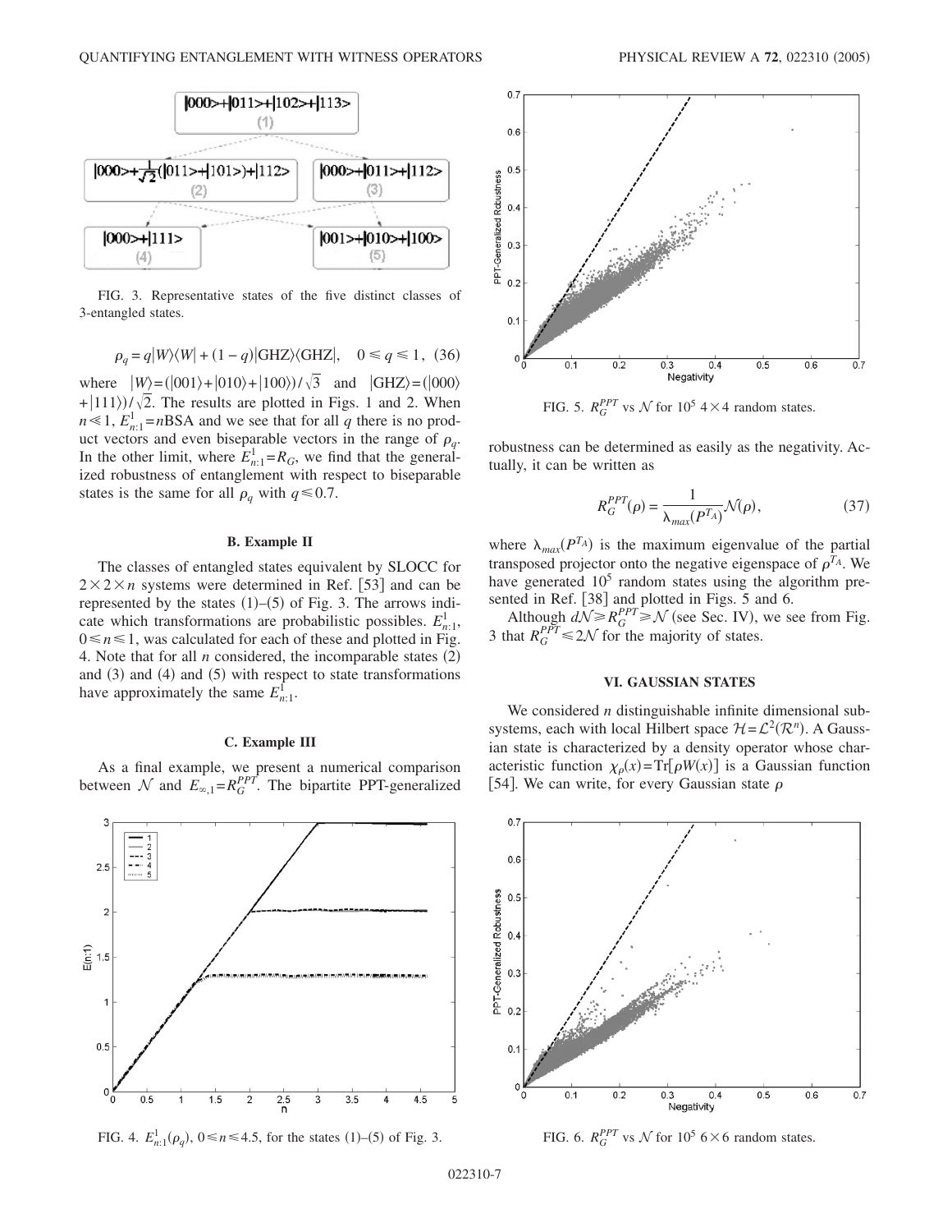FIG. 3. Representative states of the five distinct classes of 3-entangled states.

$$\rho_q = q|W\rangle\langle W| + (1-q)|\text{GHZ}\rangle\langle \text{GHZ}|, \quad 0 \leq q \leq 1, \tag{36}$$

where $|W\rangle = (|001\rangle + |010\rangle + |100\rangle)/\sqrt{3}$ and $|\text{GHZ}\rangle = (|000\rangle + |111\rangle)/\sqrt{2}$. The results are plotted in Figs. 1 and 2. When $n \ll 1$, $E^1_{n:1} = n$BSA and we see that for all $q$ there is no product vectors and even biseparable vectors in the range of $\rho_q$. In the other limit, where $E^1_{n:1} = R_G$, we find that the generalized robustness of entanglement with respect to biseparable states is the same for all $\rho_q$ with $q \leq 0.7$.

### B. Example II

The classes of entangled states equivalent by SLOCC for $2\times 2\times n$ systems were determined in Ref. [53] and can be represented by the states (1)–(5) of Fig. 3. The arrows indicate which transformations are probabilistic possibles. $E^1_{n:1}$, $0 \leq n \leq 1$, was calculated for each of these and plotted in Fig. 4. Note that for all $n$ considered, the incomparable states (2) and (3) and (4) and (5) with respect to state transformations have approximately the same $E^1_{n:1}$.

### C. Example III

As a final example, we present a numerical comparison between $\mathcal{N}$ and $E_{\infty,1} = R_G^{PPT}$. The bipartite PPT-generalized robustness can be determined as easily as the negativity. Actually, it can be written as

$$R_G^{PPT}(\rho) = \frac{1}{\lambda_{max}(P^{T_A})}\mathcal{N}(\rho), \tag{37}$$

where $\lambda_{max}(P^{T_A})$ is the maximum eigenvalue of the partial transposed projector onto the negative eigenspace of $\rho^{T_A}$. We have generated $10^5$ random states using the algorithm presented in Ref. [38] and plotted in Figs. 5 and 6.

Although $d\mathcal{N} \geq R_G^{PPT} \geq \mathcal{N}$ (see Sec. IV), we see from Fig. 3 that $R_G^{PPT} \leq 2\mathcal{N}$ for the majority of states.

FIG. 4. $E^1_{n:1}(\rho_q)$, $0 \leq n \leq 4.5$, for the states (1)–(5) of Fig. 3.

FIG. 5. $R_G^{PPT}$ vs $\mathcal{N}$ for $10^5$ $4\times 4$ random states.

FIG. 6. $R_G^{PPT}$ vs $\mathcal{N}$ for $10^5$ $6\times 6$ random states.

## VI. GAUSSIAN STATES

We considered $n$ distinguishable infinite dimensional subsystems, each with local Hilbert space $\mathcal{H} = \mathcal{L}^2(\mathcal{R}^n)$. A Gaussian state is characterized by a density operator whose characteristic function $\chi_\rho(x) = \text{Tr}[\rho W(x)]$ is a Gaussian function [54]. We can write, for every Gaussian state $\rho$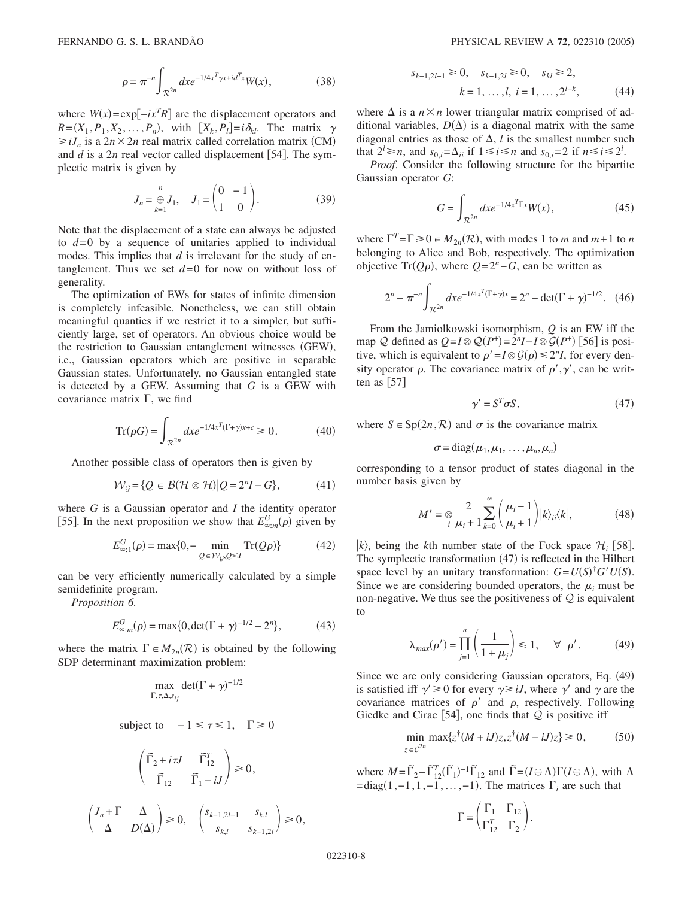$$\rho = \pi^{-n} \int_{\mathcal{R}^{2n}} dx e^{-1/4 x^T \gamma x + i d^T x} W(x), \tag{38}$$

where $W(x) = \exp[-ix^T R]$ are the displacement operators and $R = (X_1, P_1, X_2, \ldots, P_n)$, with $[X_k, P_l] = i\delta_{kl}$. The matrix $\gamma \geqslant iJ_n$ is a $2n \times 2n$ real matrix called correlation matrix (CM) and $d$ is a $2n$ real vector called displacement [54]. The symplectic matrix is given by

$$J_n = \bigoplus_{k=1}^{n} J_1, \quad J_1 = \begin{pmatrix} 0 & -1 \\ 1 & 0 \end{pmatrix}. \tag{39}$$

Note that the displacement of a state can always be adjusted to $d=0$ by a sequence of unitaries applied to individual modes. This implies that $d$ is irrelevant for the study of entanglement. Thus we set $d=0$ for now on without loss of generality.

The optimization of EWs for states of infinite dimension is completely infeasible. Nonetheless, we can still obtain meaningful quanties if we restrict it to a simpler, but sufficiently large, set of operators. An obvious choice would be the restriction to Gaussian entanglement witnesses (GEW), i.e., Gaussian operators which are positive in separable Gaussian states. Unfortunately, no Gaussian entangled state is detected by a GEW. Assuming that $G$ is a GEW with covariance matrix $\Gamma$, we find

$$\mathrm{Tr}(\rho G) = \int_{\mathcal{R}^{2n}} dx e^{-1/4 x^T (\Gamma + \gamma) x + c} \geqslant 0. \tag{40}$$

Another possible class of operators then is given by

$$\mathcal{W}_{\mathcal{G}} = \{ Q \in \mathcal{B}(\mathcal{H} \otimes \mathcal{H}) | Q = 2^n I - G \}, \tag{41}$$

where $G$ is a Gaussian operator and $I$ the identity operator [55]. In the next proposition we show that $E^{G}_{\infty:1}(\rho)$ given by

$$E^{G}_{\infty:1}(\rho) = \max\{0, -\min_{Q \in \mathcal{W}_{\mathcal{G}}, Q \leqslant I} \mathrm{Tr}(Q\rho)\} \tag{42}$$

can be very efficiently numerically calculated by a simple semidefinite program.

*Proposition 6.*

$$E^{G}_{\infty:m}(\rho) = \max\{0, \det(\Gamma + \gamma)^{-1/2} - 2^n\}, \tag{43}$$

where the matrix $\Gamma \in M_{2n}(\mathcal{R})$ is obtained by the following SDP determinant maximization problem:

$$\max_{\Gamma, \tau, \Delta, s_{ij}} \det(\Gamma + \gamma)^{-1/2}$$

$$\text{subject to} \quad -1 \leqslant \tau \leqslant 1, \quad \Gamma \geqslant 0$$

$$\begin{pmatrix} \tilde{\Gamma}_2 + i\tau J & \tilde{\Gamma}_{12}^T \\ \tilde{\Gamma}_{12} & \tilde{\Gamma}_1 - iJ \end{pmatrix} \geqslant 0,$$

$$\begin{pmatrix} J_n + \Gamma & \Delta \\ \Delta & D(\Delta) \end{pmatrix} \geqslant 0, \quad \begin{pmatrix} s_{k-1,2l-1} & s_{k,l} \\ s_{k,l} & s_{k-1,2l} \end{pmatrix} \geqslant 0,$$

$$s_{k-1,2l-1} \geqslant 0, \quad s_{k-1,2l} \geqslant 0, \quad s_{kl} \geqslant 2,$$
$$k = 1, \ldots, l, \; i = 1, \ldots, 2^{l-k}, \tag{44}$$

where $\Delta$ is a $n \times n$ lower triangular matrix comprised of additional variables, $D(\Delta)$ is a diagonal matrix with the same diagonal entries as those of $\Delta$, $l$ is the smallest number such that $2^l \geqslant n$, and $s_{0,i} = \Delta_{ii}$ if $1 \leqslant i \leqslant n$ and $s_{0,i} = 2$ if $n \leqslant i \leqslant 2^l$.

*Proof*. Consider the following structure for the bipartite Gaussian operator $G$:

$$G = \int_{\mathcal{R}^{2n}} dx e^{-1/4 x^T \Gamma x} W(x), \tag{45}$$

where $\Gamma^T = \Gamma \geqslant 0 \in M_{2n}(\mathcal{R})$, with modes 1 to $m$ and $m+1$ to $n$ belonging to Alice and Bob, respectively. The optimization objective $\mathrm{Tr}(Q\rho)$, where $Q = 2^n - G$, can be written as

$$2^n - \pi^{-n} \int_{\mathcal{R}^{2n}} dx e^{-1/4 x^T (\Gamma + \gamma) x} = 2^n - \det(\Gamma + \gamma)^{-1/2}. \tag{46}$$

From the Jamiolkowski isomorphism, $Q$ is an EW iff the map $\mathcal{Q}$ defined as $Q = I \otimes \mathcal{Q}(P^+) = 2^n I - I \otimes \mathcal{G}(P^+)$ [56] is positive, which is equivalent to $\rho' = I \otimes \mathcal{G}(\rho) \leqslant 2^n I$, for every density operator $\rho$. The covariance matrix of $\rho', \gamma'$, can be written as [57]

$$\gamma' = S^T \sigma S, \tag{47}$$

where $S \in \mathrm{Sp}(2n, \mathcal{R})$ and $\sigma$ is the covariance matrix

$$\sigma = \mathrm{diag}(\mu_1, \mu_1, \ldots, \mu_n, \mu_n)$$

corresponding to a tensor product of states diagonal in the number basis given by

$$M' = \bigotimes_i \frac{2}{\mu_i + 1} \sum_{k=0}^{\infty} \left( \frac{\mu_i - 1}{\mu_i + 1} \right) |k\rangle_{ii}\langle k|, \tag{48}$$

$|k\rangle_i$ being the $k$th number state of the Fock space $\mathcal{H}_i$ [58]. The symplectic transformation (47) is reflected in the Hilbert space level by an unitary transformation: $G = U(S)^\dagger G' U(S)$. Since we are considering bounded operators, the $\mu_i$ must be non-negative. We thus see the positiveness of $\mathcal{Q}$ is equivalent to

$$\lambda_{max}(\rho') = \prod_{j=1}^{n} \left( \frac{1}{1 + \mu_j} \right) \leqslant 1, \quad \forall \; \rho'. \tag{49}$$

Since we are only considering Gaussian operators, Eq. (49) is satisfied iff $\gamma' \geqslant 0$ for every $\gamma \geqslant iJ$, where $\gamma'$ and $\gamma$ are the covariance matrices of $\rho'$ and $\rho$, respectively. Following Giedke and Cirac [54], one finds that $\mathcal{Q}$ is positive iff

$$\min_{z \in \mathcal{C}^{2n}} \max\{ z^\dagger (M + iJ) z, z^\dagger (M - iJ) z \} \geqslant 0, \tag{50}$$

where $M = \tilde{\Gamma}_2 - \tilde{\Gamma}_{12}^T (\tilde{\Gamma}_1)^{-1} \tilde{\Gamma}_{12}$ and $\tilde{\Gamma} = (I \oplus \Lambda) \Gamma (I \oplus \Lambda)$, with $\Lambda = \mathrm{diag}(1, -1, 1, -1, \ldots, -1)$. The matrices $\Gamma_i$ are such that

$$\Gamma = \begin{pmatrix} \Gamma_1 & \Gamma_{12} \\ \Gamma_{12}^T & \Gamma_2 \end{pmatrix}.$$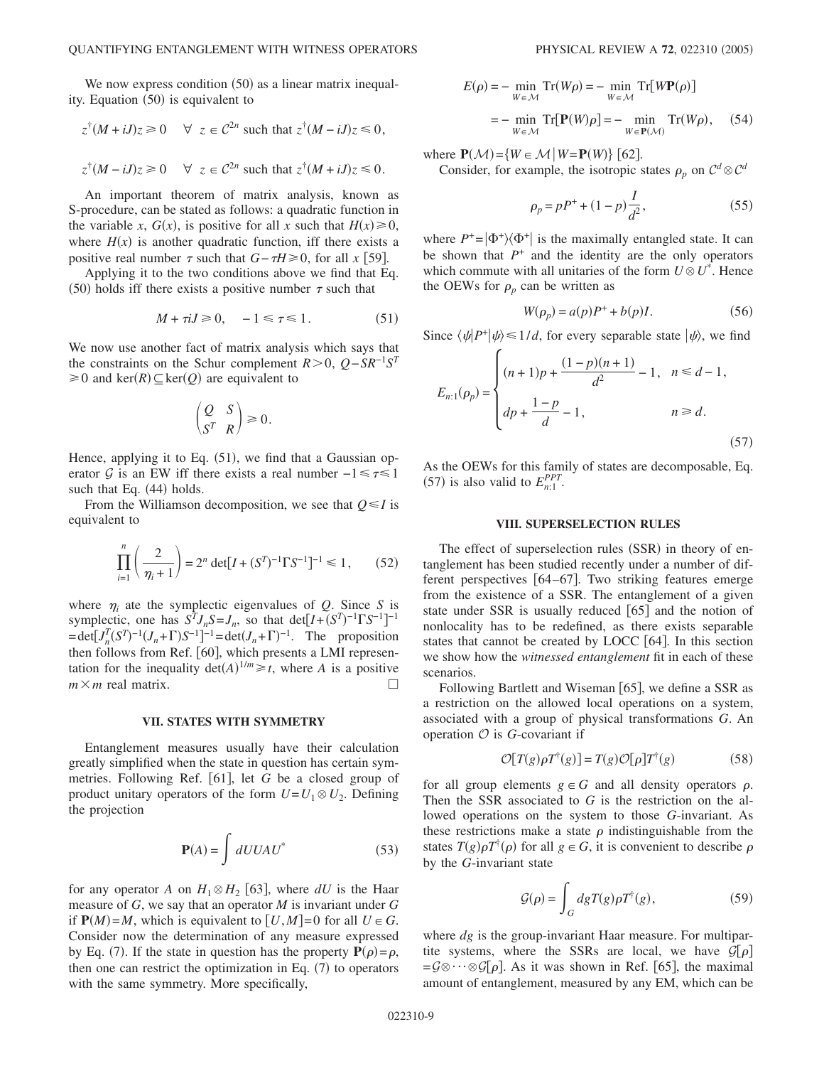We now express condition (50) as a linear matrix inequality. Equation (50) is equivalent to

$$z^\dagger(M+iJ)z \geq 0 \quad \forall\ z \in \mathcal{C}^{2n} \text{ such that } z^\dagger(M-iJ)z \leq 0,$$

$$z^\dagger(M-iJ)z \geq 0 \quad \forall\ z \in \mathcal{C}^{2n} \text{ such that } z^\dagger(M+iJ)z \leq 0.$$

An important theorem of matrix analysis, known as S-procedure, can be stated as follows: a quadratic function in the variable $x$, $G(x)$, is positive for all $x$ such that $H(x) \geq 0$, where $H(x)$ is another quadratic function, iff there exists a positive real number $\tau$ such that $G - \tau H \geq 0$, for all $x$ [59].

Applying it to the two conditions above we find that Eq. (50) holds iff there exists a positive number $\tau$ such that

$$M + \tau i J \geq 0, \quad -1 \leq \tau \leq 1. \tag{51}$$

We now use another fact of matrix analysis which says that the constraints on the Schur complement $R > 0$, $Q - SR^{-1}S^T \geq 0$ and $\ker(R) \subseteq \ker(Q)$ are equivalent to

$$\begin{pmatrix} Q & S \\ S^T & R \end{pmatrix} \geq 0.$$

Hence, applying it to Eq. (51), we find that a Gaussian operator $\mathcal{G}$ is an EW iff there exists a real number $-1 \leq \tau \leq 1$ such that Eq. (44) holds.

From the Williamson decomposition, we see that $Q \leq I$ is equivalent to

$$\prod_{i=1}^{n}\left(\frac{2}{\eta_i + 1}\right) = 2^n \det[I + (S^T)^{-1}\Gamma S^{-1}]^{-1} \leq 1, \tag{52}$$

where $\eta_i$ ate the symplectic eigenvalues of $Q$. Since $S$ is symplectic, one has $S^T J_n S = J_n$, so that $\det[I + (S^T)^{-1}\Gamma S^{-1}]^{-1} = \det[J_n^T (S^T)^{-1}(J_n + \Gamma)S^{-1}]^{-1} = \det(J_n + \Gamma)^{-1}$. The proposition then follows from Ref. [60], which presents a LMI representation for the inequality $\det(A)^{1/m} \geq t$, where $A$ is a positive $m \times m$ real matrix. $\square$

## VII. STATES WITH SYMMETRY

Entanglement measures usually have their calculation greatly simplified when the state in question has certain symmetries. Following Ref. [61], let $G$ be a closed group of product unitary operators of the form $U = U_1 \otimes U_2$. Defining the projection

$$\mathbf{P}(A) = \int dU UAU^* \tag{53}$$

for any operator $A$ on $H_1 \otimes H_2$ [63], where $dU$ is the Haar measure of $G$, we say that an operator $M$ is invariant under $G$ if $\mathbf{P}(M) = M$, which is equivalent to $[U, M] = 0$ for all $U \in G$. Consider now the determination of any measure expressed by Eq. (7). If the state in question has the property $\mathbf{P}(\rho) = \rho$, then one can restrict the optimization in Eq. (7) to operators with the same symmetry. More specifically,

$$\begin{aligned} E(\rho) &= -\min_{W \in \mathcal{M}} \mathrm{Tr}(W\rho) = -\min_{W \in \mathcal{M}} \mathrm{Tr}[W\mathbf{P}(\rho)] \\ &= -\min_{W \in \mathcal{M}} \mathrm{Tr}[\mathbf{P}(W)\rho] = -\min_{W \in \mathbf{P}(\mathcal{M})} \mathrm{Tr}(W\rho), \end{aligned} \tag{54}$$

where $\mathbf{P}(\mathcal{M}) = \{W \in \mathcal{M} \mid W = \mathbf{P}(W)\}$ [62].

Consider, for example, the isotropic states $\rho_p$ on $\mathcal{C}^d \otimes \mathcal{C}^d$

$$\rho_p = pP^+ + (1-p)\frac{I}{d^2}, \tag{55}$$

where $P^+ = |\Phi^+\rangle\langle\Phi^+|$ is the maximally entangled state. It can be shown that $P^+$ and the identity are the only operators which commute with all unitaries of the form $U \otimes U^*$. Hence the OEWs for $\rho_p$ can be written as

$$W(\rho_p) = a(p)P^+ + b(p)I. \tag{56}$$

Since $\langle\psi|P^+|\psi\rangle \leq 1/d$, for every separable state $|\psi\rangle$, we find

$$E_{n:1}(\rho_p) = \begin{cases} (n+1)p + \dfrac{(1-p)(n+1)}{d^2} - 1, & n \leq d-1, \\[2ex] dp + \dfrac{1-p}{d} - 1, & n \geq d. \end{cases} \tag{57}$$

As the OEWs for this family of states are decomposable, Eq. (57) is also valid to $E_{n:1}^{PPT}$.

## VIII. SUPERSELECTION RULES

The effect of superselection rules (SSR) in theory of entanglement has been studied recently under a number of different perspectives [64–67]. Two striking features emerge from the existence of a SSR. The entanglement of a given state under SSR is usually reduced [65] and the notion of nonlocality has to be redefined, as there exists separable states that cannot be created by LOCC [64]. In this section we show how the *witnessed entanglement* fit in each of these scenarios.

Following Bartlett and Wiseman [65], we define a SSR as a restriction on the allowed local operations on a system, associated with a group of physical transformations $G$. An operation $\mathcal{O}$ is $G$-covariant if

$$\mathcal{O}[T(g)\rho T^\dagger(g)] = T(g)\mathcal{O}[\rho]T^\dagger(g) \tag{58}$$

for all group elements $g \in G$ and all density operators $\rho$. Then the SSR associated to $G$ is the restriction on the allowed operations on the system to those $G$-invariant. As these restrictions make a state $\rho$ indistinguishable from the states $T(g)\rho T^\dagger(\rho)$ for all $g \in G$, it is convenient to describe $\rho$ by the $G$-invariant state

$$\mathcal{G}(\rho) = \int_G dg T(g)\rho T^\dagger(g), \tag{59}$$

where $dg$ is the group-invariant Haar measure. For multipartite systems, where the SSRs are local, we have $\mathcal{G}[\rho] = \mathcal{G} \otimes \cdots \otimes \mathcal{G}[\rho]$. As it was shown in Ref. [65], the maximal amount of entanglement, measured by any EM, which can be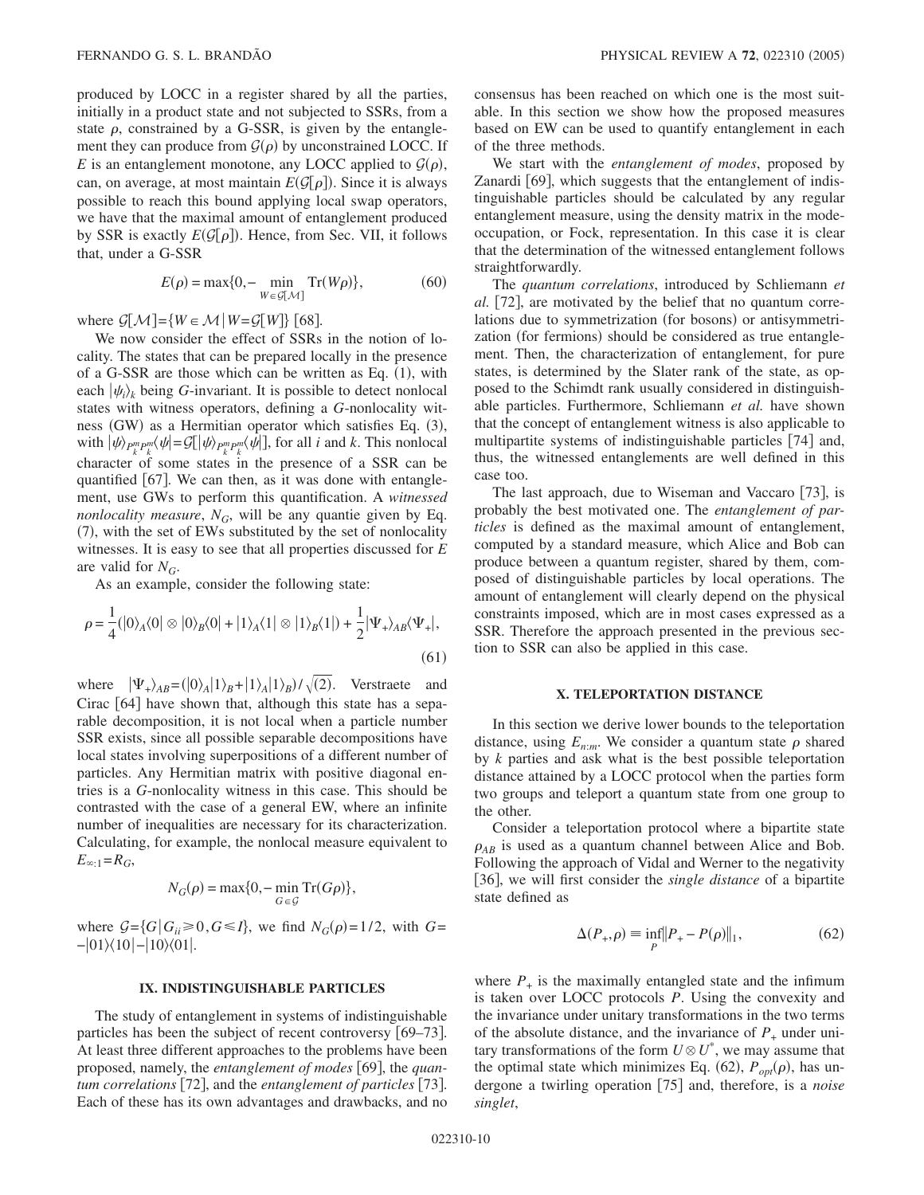produced by LOCC in a register shared by all the parties, initially in a product state and not subjected to SSRs, from a state $\rho$, constrained by a G-SSR, is given by the entanglement they can produce from $\mathcal{G}(\rho)$ by unconstrained LOCC. If $E$ is an entanglement monotone, any LOCC applied to $\mathcal{G}(\rho)$, can, on average, at most maintain $E(\mathcal{G}[\rho])$. Since it is always possible to reach this bound applying local swap operators, we have that the maximal amount of entanglement produced by SSR is exactly $E(\mathcal{G}[\rho])$. Hence, from Sec. VII, it follows that, under a G-SSR

$$E(\rho) = \max\{0, -\min_{W \in \mathcal{G}[\mathcal{M}]} \mathrm{Tr}(W\rho)\}, \tag{60}$$

where $\mathcal{G}[\mathcal{M}] = \{W \in \mathcal{M} \,|\, W = \mathcal{G}[W]\}$ [68].

We now consider the effect of SSRs in the notion of locality. The states that can be prepared locally in the presence of a G-SSR are those which can be written as Eq. (1), with each $|\psi_i\rangle_k$ being $G$-invariant. It is possible to detect nonlocal states with witness operators, defining a $G$-nonlocality witness (GW) as a Hermitian operator which satisfies Eq. (3), with $|\psi\rangle_{P_k^m P_k^m}\langle\psi| = \mathcal{G}[|\psi\rangle_{P_k^m P_k^m}\langle\psi|]$, for all $i$ and $k$. This nonlocal character of some states in the presence of a SSR can be quantified [67]. We can then, as it was done with entanglement, use GWs to perform this quantification. A *witnessed nonlocality measure*, $N_G$, will be any quantie given by Eq. (7), with the set of EWs substituted by the set of nonlocality witnesses. It is easy to see that all properties discussed for $E$ are valid for $N_G$.

As an example, consider the following state:

$$\rho = \frac{1}{4}(|0\rangle_A\langle 0| \otimes |0\rangle_B\langle 0| + |1\rangle_A\langle 1| \otimes |1\rangle_B\langle 1|) + \frac{1}{2}|\Psi_+\rangle_{AB}\langle\Psi_+|, \tag{61}$$

where $|\Psi_+\rangle_{AB} = (|0\rangle_A|1\rangle_B + |1\rangle_A|1\rangle_B)/\sqrt{(2)}$. Verstraete and Cirac [64] have shown that, although this state has a separable decomposition, it is not local when a particle number SSR exists, since all possible separable decompositions have local states involving superpositions of a different number of particles. Any Hermitian matrix with positive diagonal entries is a $G$-nonlocality witness in this case. This should be contrasted with the case of a general EW, where an infinite number of inequalities are necessary for its characterization. Calculating, for example, the nonlocal measure equivalent to $E_{\infty:1} = R_G$,

$$N_G(\rho) = \max\{0, -\min_{G \in \mathcal{G}} \mathrm{Tr}(G\rho)\},$$

where $\mathcal{G} = \{G \,|\, G_{ii} \geq 0, G \leq I\}$, we find $N_G(\rho) = 1/2$, with $G = -|01\rangle\langle 10| - |10\rangle\langle 01|$.

## IX. INDISTINGUISHABLE PARTICLES

The study of entanglement in systems of indistinguishable particles has been the subject of recent controversy [69–73]. At least three different approaches to the problems have been proposed, namely, the *entanglement of modes* [69], the *quantum correlations* [72], and the *entanglement of particles* [73]. Each of these has its own advantages and drawbacks, and no consensus has been reached on which one is the most suitable. In this section we show how the proposed measures based on EW can be used to quantify entanglement in each of the three methods.

We start with the *entanglement of modes*, proposed by Zanardi [69], which suggests that the entanglement of indistinguishable particles should be calculated by any regular entanglement measure, using the density matrix in the mode-occupation, or Fock, representation. In this case it is clear that the determination of the witnessed entanglement follows straightforwardly.

The *quantum correlations*, introduced by Schliemann *et al.* [72], are motivated by the belief that no quantum correlations due to symmetrization (for bosons) or antisymmetrization (for fermions) should be considered as true entanglement. Then, the characterization of entanglement, for pure states, is determined by the Slater rank of the state, as opposed to the Schimdt rank usually considered in distinguishable particles. Furthermore, Schliemann *et al.* have shown that the concept of entanglement witness is also applicable to multipartite systems of indistinguishable particles [74] and, thus, the witnessed entanglements are well defined in this case too.

The last approach, due to Wiseman and Vaccaro [73], is probably the best motivated one. The *entanglement of particles* is defined as the maximal amount of entanglement, computed by a standard measure, which Alice and Bob can produce between a quantum register, shared by them, composed of distinguishable particles by local operations. The amount of entanglement will clearly depend on the physical constraints imposed, which are in most cases expressed as a SSR. Therefore the approach presented in the previous section to SSR can also be applied in this case.

## X. TELEPORTATION DISTANCE

In this section we derive lower bounds to the teleportation distance, using $E_{n:m}$. We consider a quantum state $\rho$ shared by $k$ parties and ask what is the best possible teleportation distance attained by a LOCC protocol when the parties form two groups and teleport a quantum state from one group to the other.

Consider a teleportation protocol where a bipartite state $\rho_{AB}$ is used as a quantum channel between Alice and Bob. Following the approach of Vidal and Werner to the negativity [36], we will first consider the *single distance* of a bipartite state defined as

$$\Delta(P_+, \rho) \equiv \inf_P \|P_+ - P(\rho)\|_1, \tag{62}$$

where $P_+$ is the maximally entangled state and the infimum is taken over LOCC protocols $P$. Using the convexity and the invariance under unitary transformations in the two terms of the absolute distance, and the invariance of $P_+$ under unitary transformations of the form $U \otimes U^*$, we may assume that the optimal state which minimizes Eq. (62), $P_{opt}(\rho)$, has undergone a twirling operation [75] and, therefore, is a *noise singlet*,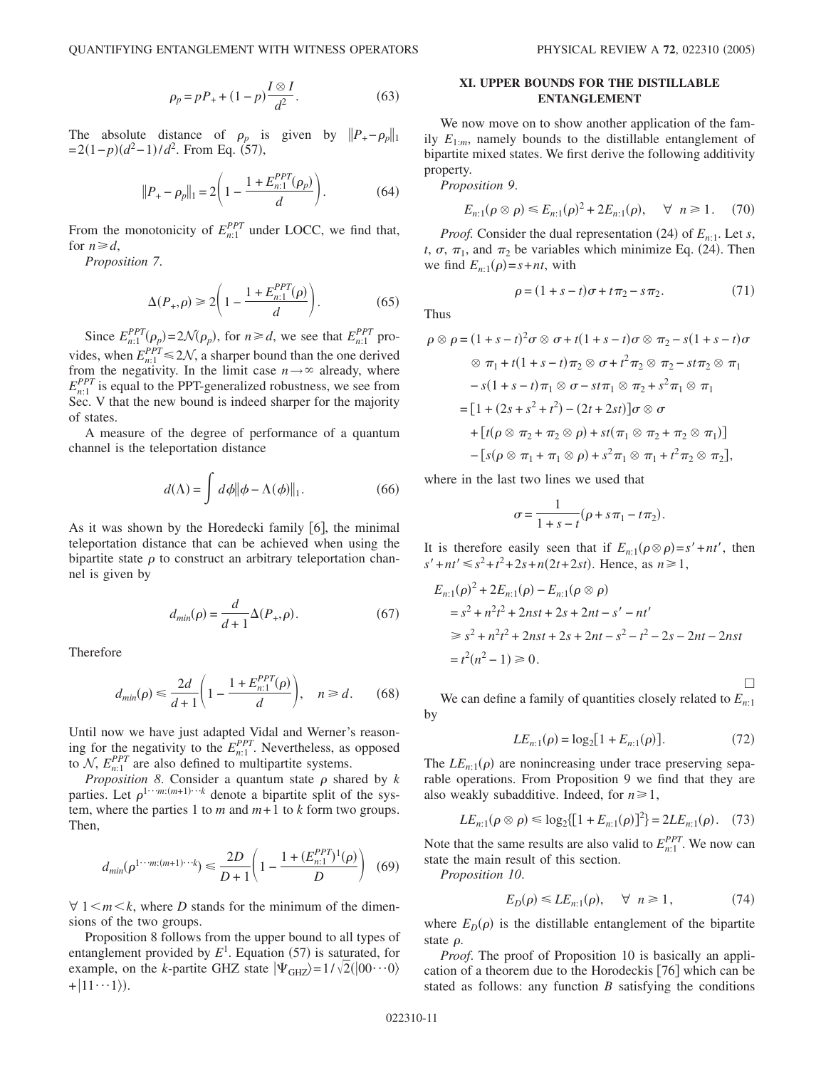$$\rho_p = pP_+ + (1-p)\frac{I \otimes I}{d^2}. \tag{63}$$

The absolute distance of $\rho_p$ is given by $\|P_+ - \rho_p\|_1 = 2(1-p)(d^2-1)/d^2$. From Eq. (57),

$$\|P_+ - \rho_p\|_1 = 2\left(1 - \frac{1 + E_{n:1}^{PPT}(\rho_p)}{d}\right). \tag{64}$$

From the monotonicity of $E_{n:1}^{PPT}$ under LOCC, we find that, for $n \geq d$,

*Proposition 7.*

$$\Delta(P_+, \rho) \geq 2\left(1 - \frac{1 + E_{n:1}^{PPT}(\rho)}{d}\right). \tag{65}$$

Since $E_{n:1}^{PPT}(\rho_p) = 2\mathcal{N}(\rho_p)$, for $n \geq d$, we see that $E_{n:1}^{PPT}$ provides, when $E_{n:1}^{PPT} \leq 2\mathcal{N}$, a sharper bound than the one derived from the negativity. In the limit case $n \to \infty$ already, where $E_{n:1}^{PPT}$ is equal to the PPT-generalized robustness, we see from Sec. V that the new bound is indeed sharper for the majority of states.

A measure of the degree of performance of a quantum channel is the teleportation distance

$$d(\Lambda) = \int d\phi \|\phi - \Lambda(\phi)\|_1. \tag{66}$$

As it was shown by the Horedecki family [6], the minimal teleportation distance that can be achieved when using the bipartite state $\rho$ to construct an arbitrary teleportation channel is given by

$$d_{min}(\rho) = \frac{d}{d+1}\Delta(P_+, \rho). \tag{67}$$

Therefore

$$d_{min}(\rho) \leq \frac{2d}{d+1}\left(1 - \frac{1 + E_{n:1}^{PPT}(\rho)}{d}\right), \quad n \geq d. \tag{68}$$

Until now we have just adapted Vidal and Werner's reasoning for the negativity to the $E_{n:1}^{PPT}$. Nevertheless, as opposed to $\mathcal{N}$, $E_{n:1}^{PPT}$ are also defined to multipartite systems.

*Proposition 8.* Consider a quantum state $\rho$ shared by $k$ parties. Let $\rho^{1\cdots m:(m+1)\cdots k}$ denote a bipartite split of the system, where the parties 1 to $m$ and $m+1$ to $k$ form two groups. Then,

$$d_{min}(\rho^{1\cdots m:(m+1)\cdots k}) \leq \frac{2D}{D+1}\left(1 - \frac{1 + (E_{n:1}^{PPT})^1(\rho)}{D}\right) \tag{69}$$

$\forall\ 1 < m < k$, where $D$ stands for the minimum of the dimensions of the two groups.

Proposition 8 follows from the upper bound to all types of entanglement provided by $E^1$. Equation (57) is saturated, for example, on the $k$-partite GHZ state $|\Psi_{\text{GHZ}}\rangle = 1/\sqrt{2}(|00\cdots 0\rangle + |11\cdots 1\rangle)$.

## XI. UPPER BOUNDS FOR THE DISTILLABLE ENTANGLEMENT

We now move on to show another application of the family $E_{1:m}$, namely bounds to the distillable entanglement of bipartite mixed states. We first derive the following additivity property.

*Proposition 9.*

$$E_{n:1}(\rho \otimes \rho) \leq E_{n:1}(\rho)^2 + 2E_{n:1}(\rho), \quad \forall\ n \geq 1. \tag{70}$$

*Proof.* Consider the dual representation (24) of $E_{n:1}$. Let $s$, $t$, $\sigma$, $\pi_1$, and $\pi_2$ be variables which minimize Eq. (24). Then we find $E_{n:1}(\rho) = s + nt$, with

$$\rho = (1 + s - t)\sigma + t\pi_2 - s\pi_2. \tag{71}$$

Thus

$$\begin{aligned}
\rho \otimes \rho &= (1+s-t)^2 \sigma \otimes \sigma + t(1+s-t)\sigma \otimes \pi_2 - s(1+s-t)\sigma \\
&\quad \otimes \pi_1 + t(1+s-t)\pi_2 \otimes \sigma + t^2 \pi_2 \otimes \pi_2 - st\pi_2 \otimes \pi_1 \\
&\quad - s(1+s-t)\pi_1 \otimes \sigma - st\pi_1 \otimes \pi_2 + s^2 \pi_1 \otimes \pi_1 \\
&= [1 + (2s + s^2 + t^2) - (2t + 2st)]\sigma \otimes \sigma \\
&\quad + [t(\rho \otimes \pi_2 + \pi_2 \otimes \rho) + st(\pi_1 \otimes \pi_2 + \pi_2 \otimes \pi_1)] \\
&\quad - [s(\rho \otimes \pi_1 + \pi_1 \otimes \rho) + s^2 \pi_1 \otimes \pi_1 + t^2 \pi_2 \otimes \pi_2],
\end{aligned}$$

where in the last two lines we used that

$$\sigma = \frac{1}{1+s-t}(\rho + s\pi_1 - t\pi_2).$$

It is therefore easily seen that if $E_{n:1}(\rho \otimes \rho) = s' + nt'$, then $s' + nt' \leq s^2 + t^2 + 2s + n(2t + 2st)$. Hence, as $n \geq 1$,

$$\begin{aligned}
&E_{n:1}(\rho)^2 + 2E_{n:1}(\rho) - E_{n:1}(\rho \otimes \rho) \\
&\quad = s^2 + n^2t^2 + 2nst + 2s + 2nt - s' - nt' \\
&\quad \geq s^2 + n^2t^2 + 2nst + 2s + 2nt - s^2 - t^2 - 2s - 2nt - 2nst \\
&\quad = t^2(n^2 - 1) \geq 0.
\end{aligned}$$

□

We can define a family of quantities closely related to $E_{n:1}$ by

$$LE_{n:1}(\rho) = \log_2[1 + E_{n:1}(\rho)]. \tag{72}$$

The $LE_{n:1}(\rho)$ are nonincreasing under trace preserving separable operations. From Proposition 9 we find that they are also weakly subadditive. Indeed, for $n \geq 1$,

$$LE_{n:1}(\rho \otimes \rho) \leq \log_2\{[1 + E_{n:1}(\rho)]^2\} = 2LE_{n:1}(\rho). \tag{73}$$

Note that the same results are also valid to $E_{n:1}^{PPT}$. We now can state the main result of this section.

*Proposition 10.*

$$E_D(\rho) \leq LE_{n:1}(\rho), \quad \forall\ n \geq 1, \tag{74}$$

where $E_D(\rho)$ is the distillable entanglement of the bipartite state $\rho$.

*Proof.* The proof of Proposition 10 is basically an application of a theorem due to the Horodeckis [76] which can be stated as follows: any function $B$ satisfying the conditions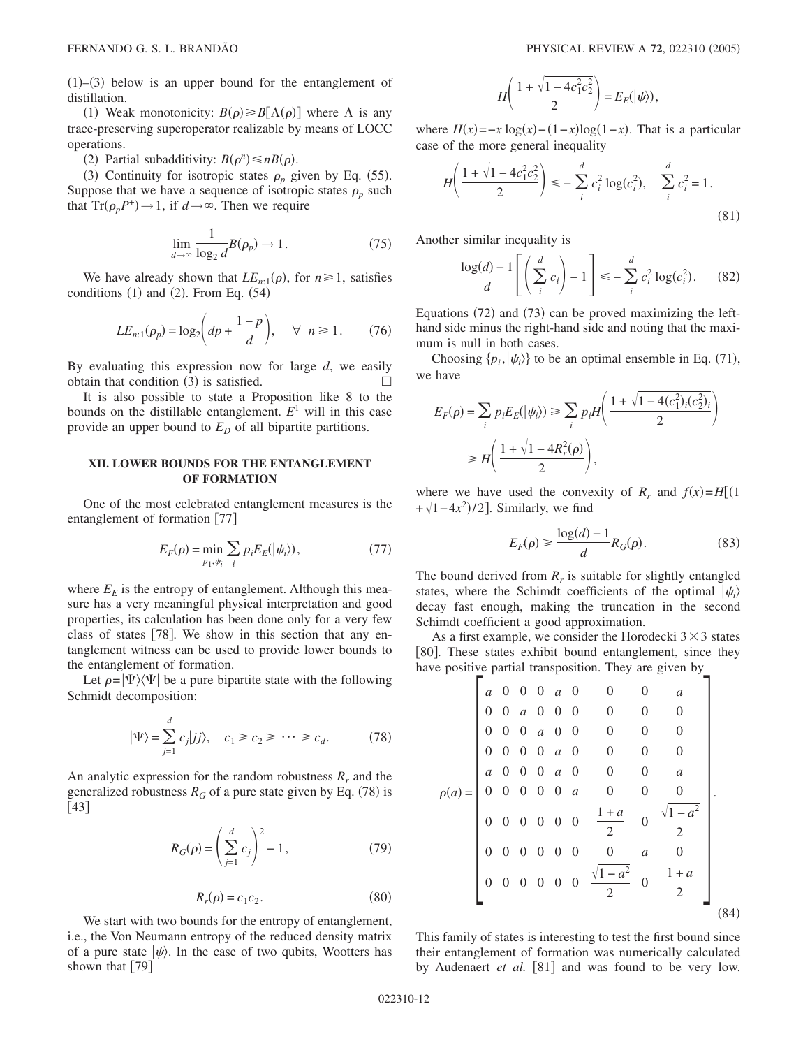(1)–(3) below is an upper bound for the entanglement of distillation.

(1) Weak monotonicity: $B(\rho) \geqslant B[\Lambda(\rho)]$ where $\Lambda$ is any trace-preserving superoperator realizable by means of LOCC operations.

(2) Partial subadditivity: $B(\rho^n) \leqslant nB(\rho)$.

(3) Continuity for isotropic states $\rho_p$ given by Eq. (55). Suppose that we have a sequence of isotropic states $\rho_p$ such that $\mathrm{Tr}(\rho_p P^+) \to 1$, if $d \to \infty$. Then we require

$$\lim_{d\to\infty} \frac{1}{\log_2 d} B(\rho_p) \to 1. \tag{75}$$

We have already shown that $LE_{n:1}(\rho)$, for $n \geqslant 1$, satisfies conditions (1) and (2). From Eq. (54)

$$LE_{n:1}(\rho_p) = \log_2\left(dp + \frac{1-p}{d}\right), \quad \forall\ n \geqslant 1. \tag{76}$$

By evaluating this expression now for large $d$, we easily obtain that condition (3) is satisfied. $\square$

It is also possible to state a Proposition like 8 to the bounds on the distillable entanglement. $E^1$ will in this case provide an upper bound to $E_D$ of all bipartite partitions.

## XII. LOWER BOUNDS FOR THE ENTANGLEMENT OF FORMATION

One of the most celebrated entanglement measures is the entanglement of formation [77]

$$E_F(\rho) = \min_{p_1, \psi_i} \sum_i p_i E_E(|\psi_i\rangle), \tag{77}$$

where $E_E$ is the entropy of entanglement. Although this measure has a very meaningful physical interpretation and good properties, its calculation has been done only for a very few class of states [78]. We show in this section that any entanglement witness can be used to provide lower bounds to the entanglement of formation.

Let $\rho = |\Psi\rangle\langle\Psi|$ be a pure bipartite state with the following Schmidt decomposition:

$$|\Psi\rangle = \sum_{j=1}^{d} c_j |jj\rangle, \quad c_1 \geqslant c_2 \geqslant \cdots \geqslant c_d. \tag{78}$$

An analytic expression for the random robustness $R_r$ and the generalized robustness $R_G$ of a pure state given by Eq. (78) is [43]

$$R_G(\rho) = \left(\sum_{j=1}^{d} c_j\right)^2 - 1, \tag{79}$$

$$R_r(\rho) = c_1 c_2. \tag{80}$$

We start with two bounds for the entropy of entanglement, i.e., the Von Neumann entropy of the reduced density matrix of a pure state $|\psi\rangle$. In the case of two qubits, Wootters has shown that [79]

$$H\left(\frac{1 + \sqrt{1 - 4c_1^2 c_2^2}}{2}\right) = E_E(|\psi\rangle),$$

where $H(x) = -x\log(x) - (1-x)\log(1-x)$. That is a particular case of the more general inequality

$$H\left(\frac{1 + \sqrt{1 - 4c_1^2 c_2^2}}{2}\right) \leqslant -\sum_i^d c_i^2 \log(c_i^2), \quad \sum_i^d c_i^2 = 1. \tag{81}$$

Another similar inequality is

$$\frac{\log(d) - 1}{d}\left[\left(\sum_i^d c_i\right) - 1\right] \leqslant -\sum_i^d c_i^2 \log(c_i^2). \tag{82}$$

Equations (72) and (73) can be proved maximizing the left-hand side minus the right-hand side and noting that the maximum is null in both cases.

Choosing $\{p_i, |\psi_i\rangle\}$ to be an optimal ensemble in Eq. (71), we have

$$E_F(\rho) = \sum_i p_i E_E(|\psi_i\rangle) \geqslant \sum_i p_i H\left(\frac{1 + \sqrt{1 - 4(c_1^2)_i (c_2^2)_i}}{2}\right) \geqslant H\left(\frac{1 + \sqrt{1 - 4R_r^2(\rho)}}{2}\right),$$

where we have used the convexity of $R_r$ and $f(x) = H[(1 + \sqrt{1-4x^2})/2]$. Similarly, we find

$$E_F(\rho) \geqslant \frac{\log(d) - 1}{d} R_G(\rho). \tag{83}$$

The bound derived from $R_r$ is suitable for slightly entangled states, where the Schimdt coefficients of the optimal $|\psi_i\rangle$ decay fast enough, making the truncation in the second Schimdt coefficient a good approximation.

As a first example, we consider the Horodecki $3 \times 3$ states [80]. These states exhibit bound entanglement, since they have positive partial transposition. They are given by

$$\rho(a) = \begin{bmatrix} a & 0 & 0 & 0 & a & 0 & 0 & 0 & a \\ 0 & 0 & a & 0 & 0 & 0 & 0 & 0 & 0 \\ 0 & 0 & 0 & a & 0 & 0 & 0 & 0 & 0 \\ 0 & 0 & 0 & 0 & a & 0 & 0 & 0 & 0 \\ a & 0 & 0 & 0 & a & 0 & 0 & 0 & a \\ 0 & 0 & 0 & 0 & 0 & a & 0 & 0 & 0 \\ 0 & 0 & 0 & 0 & 0 & 0 & \frac{1+a}{2} & 0 & \frac{\sqrt{1-a^2}}{2} \\ 0 & 0 & 0 & 0 & 0 & 0 & 0 & a & 0 \\ 0 & 0 & 0 & 0 & 0 & 0 & \frac{\sqrt{1-a^2}}{2} & 0 & \frac{1+a}{2} \end{bmatrix}. \tag{84}$$

This family of states is interesting to test the first bound since their entanglement of formation was numerically calculated by Audenaert *et al.* [81] and was found to be very low.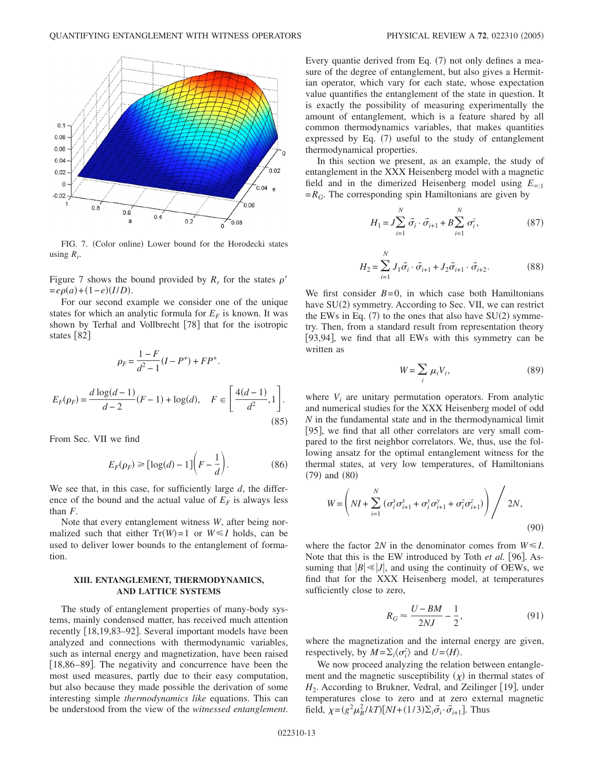FIG. 7. (Color online) Lower bound for the Horodecki states using $R_r$.

Figure 7 shows the bound provided by $R_r$ for the states $\rho' = e\rho(a) + (1-e)(I/D)$.

For our second example we consider one of the unique states for which an analytic formula for $E_F$ is known. It was shown by Terhal and Vollbrecht [78] that for the isotropic states [82]

$$\rho_F = \frac{1-F}{d^2-1}(I - P^+) + FP^+.$$

$$E_F(\rho_F) = \frac{d\log(d-1)}{d-2}(F-1) + \log(d), \quad F \in \left[\frac{4(d-1)}{d^2}, 1\right]. \tag{85}$$

From Sec. VII we find

$$E_F(\rho_F) \geq [\log(d) - 1]\left(F - \frac{1}{d}\right). \tag{86}$$

We see that, in this case, for sufficiently large $d$, the difference of the bound and the actual value of $E_F$ is always less than $F$.

Note that every entanglement witness $W$, after being normalized such that either $\mathrm{Tr}(W) = 1$ or $W \leq I$ holds, can be used to deliver lower bounds to the entanglement of formation.

## XIII. ENTANGLEMENT, THERMODYNAMICS, AND LATTICE SYSTEMS

The study of entanglement properties of many-body systems, mainly condensed matter, has received much attention recently [18,19,83–92]. Several important models have been analyzed and connections with thermodynamic variables, such as internal energy and magnetization, have been raised [18,86–89]. The negativity and concurrence have been the most used measures, partly due to their easy computation, but also because they made possible the derivation of some interesting simple *thermodynamics like* equations. This can be understood from the view of the *witnessed entanglement*. Every quantie derived from Eq. (7) not only defines a measure of the degree of entanglement, but also gives a Hermitian operator, which vary for each state, whose expectation value quantifies the entanglement of the state in question. It is exactly the possibility of measuring experimentally the amount of entanglement, which is a feature shared by all common thermodynamics variables, that makes quantities expressed by Eq. (7) useful to the study of entanglement thermodynamical properties.

In this section we present, as an example, the study of entanglement in the XXX Heisenberg model with a magnetic field and in the dimerized Heisenberg model using $E_{\infty:1} = R_G$. The corresponding spin Hamiltonians are given by

$$H_1 = J\sum_{i=1}^{N} \vec{\sigma}_i \cdot \vec{\sigma}_{i+1} + B\sum_{i=1}^{N} \sigma_i^z, \tag{87}$$

$$H_2 = \sum_{i=1}^{N} J_1\vec{\sigma}_i \cdot \vec{\sigma}_{i+1} + J_2\vec{\sigma}_{i+1} \cdot \vec{\sigma}_{i+2}. \tag{88}$$

We first consider $B=0$, in which case both Hamiltonians have SU(2) symmetry. According to Sec. VII, we can restrict the EWs in Eq. (7) to the ones that also have SU(2) symmetry. Then, from a standard result from representation theory [93,94], we find that all EWs with this symmetry can be written as

$$W = \sum_i \mu_i V_i, \tag{89}$$

where $V_i$ are unitary permutation operators. From analytic and numerical studies for the XXX Heisenberg model of odd $N$ in the fundamental state and in the thermodynamical limit [95], we find that all other correlators are very small compared to the first neighbor correlators. We, thus, use the following ansatz for the optimal entanglement witness for the thermal states, at very low temperatures, of Hamiltonians (79) and (80)

$$W = \left( NI + \sum_{i=1}^{N} (\sigma_i^x\sigma_{i+1}^x + \sigma_i^y\sigma_{i+1}^y + \sigma_i^z\sigma_{i+1}^z) \right) \Bigg/ 2N, \tag{90}$$

where the factor $2N$ in the denominator comes from $W \leq I$. Note that this is the EW introduced by Toth *et al.* [96]. Assuming that $|B| \ll |J|$, and using the continuity of OEWs, we find that for the XXX Heisenberg model, at temperatures sufficiently close to zero,

$$R_G \approx \frac{U - BM}{2NJ} - \frac{1}{2}, \tag{91}$$

where the magnetization and the internal energy are given, respectively, by $M = \sum_i \langle \sigma_i^z \rangle$ and $U = \langle H \rangle$.

We now proceed analyzing the relation between entanglement and the magnetic susceptibility ($\chi$) in thermal states of $H_2$. According to Brukner, Vedral, and Zeilinger [19], under temperatures close to zero and at zero external magnetic field, $\chi = (g^2\mu_B^2/kT)[NI + (1/3)\sum_i \vec{\sigma}_i \cdot \vec{\sigma}_{i+1}]$. Thus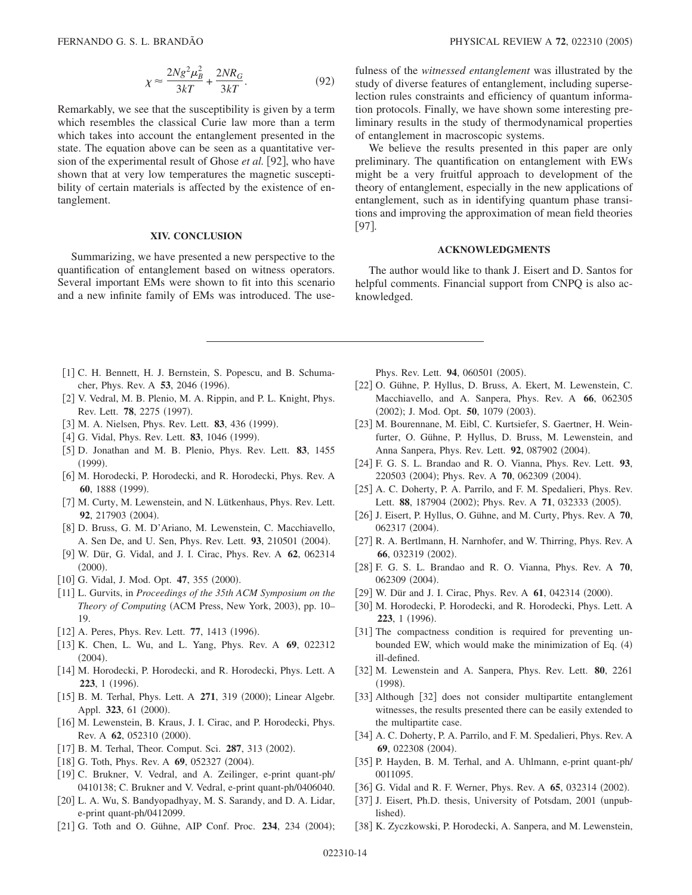$$\chi \approx \frac{2Ng^2\mu_B^2}{3kT} + \frac{2NR_G}{3kT}. \tag{92}$$

Remarkably, we see that the susceptibility is given by a term which resembles the classical Curie law more than a term which takes into account the entanglement presented in the state. The equation above can be seen as a quantitative version of the experimental result of Ghose *et al.* [92], who have shown that at very low temperatures the magnetic susceptibility of certain materials is affected by the existence of entanglement.

## XIV. CONCLUSION

Summarizing, we have presented a new perspective to the quantification of entanglement based on witness operators. Several important EMs were shown to fit into this scenario and a new infinite family of EMs was introduced. The usefulness of the *witnessed entanglement* was illustrated by the study of diverse features of entanglement, including superselection rules constraints and efficiency of quantum information protocols. Finally, we have shown some interesting preliminary results in the study of thermodynamical properties of entanglement in macroscopic systems.

We believe the results presented in this paper are only preliminary. The quantification on entanglement with EWs might be a very fruitful approach to development of the theory of entanglement, especially in the new applications of entanglement, such as in identifying quantum phase transitions and improving the approximation of mean field theories [97].

## ACKNOWLEDGMENTS

The author would like to thank J. Eisert and D. Santos for helpful comments. Financial support from CNPQ is also acknowledged.

---

[1] C. H. Bennett, H. J. Bernstein, S. Popescu, and B. Schumacher, Phys. Rev. A **53**, 2046 (1996).

[2] V. Vedral, M. B. Plenio, M. A. Rippin, and P. L. Knight, Phys. Rev. Lett. **78**, 2275 (1997).

[3] M. A. Nielsen, Phys. Rev. Lett. **83**, 436 (1999).

[4] G. Vidal, Phys. Rev. Lett. **83**, 1046 (1999).

[5] D. Jonathan and M. B. Plenio, Phys. Rev. Lett. **83**, 1455 (1999).

[6] M. Horodecki, P. Horodecki, and R. Horodecki, Phys. Rev. A **60**, 1888 (1999).

[7] M. Curty, M. Lewenstein, and N. Lütkenhaus, Phys. Rev. Lett. **92**, 217903 (2004).

[8] D. Bruss, G. M. D'Ariano, M. Lewenstein, C. Macchiavello, A. Sen De, and U. Sen, Phys. Rev. Lett. **93**, 210501 (2004).

[9] W. Dür, G. Vidal, and J. I. Cirac, Phys. Rev. A **62**, 062314 (2000).

[10] G. Vidal, J. Mod. Opt. **47**, 355 (2000).

[11] L. Gurvits, in *Proceedings of the 35th ACM Symposium on the Theory of Computing* (ACM Press, New York, 2003), pp. 10–19.

[12] A. Peres, Phys. Rev. Lett. **77**, 1413 (1996).

[13] K. Chen, L. Wu, and L. Yang, Phys. Rev. A **69**, 022312 (2004).

[14] M. Horodecki, P. Horodecki, and R. Horodecki, Phys. Lett. A **223**, 1 (1996).

[15] B. M. Terhal, Phys. Lett. A **271**, 319 (2000); Linear Algebr. Appl. **323**, 61 (2000).

[16] M. Lewenstein, B. Kraus, J. I. Cirac, and P. Horodecki, Phys. Rev. A **62**, 052310 (2000).

[17] B. M. Terhal, Theor. Comput. Sci. **287**, 313 (2002).

[18] G. Toth, Phys. Rev. A **69**, 052327 (2004).

[19] C. Brukner, V. Vedral, and A. Zeilinger, e-print quant-ph/0410138; C. Brukner and V. Vedral, e-print quant-ph/0406040.

[20] L. A. Wu, S. Bandyopadhyay, M. S. Sarandy, and D. A. Lidar, e-print quant-ph/0412099.

[21] G. Toth and O. Gühne, AIP Conf. Proc. **234**, 234 (2004); Phys. Rev. Lett. **94**, 060501 (2005).

[22] O. Gühne, P. Hyllus, D. Bruss, A. Ekert, M. Lewenstein, C. Macchiavello, and A. Sanpera, Phys. Rev. A **66**, 062305 (2002); J. Mod. Opt. **50**, 1079 (2003).

[23] M. Bourennane, M. Eibl, C. Kurtsiefer, S. Gaertner, H. Weinfurter, O. Gühne, P. Hyllus, D. Bruss, M. Lewenstein, and Anna Sanpera, Phys. Rev. Lett. **92**, 087902 (2004).

[24] F. G. S. L. Brandao and R. O. Vianna, Phys. Rev. Lett. **93**, 220503 (2004); Phys. Rev. A **70**, 062309 (2004).

[25] A. C. Doherty, P. A. Parrilo, and F. M. Spedalieri, Phys. Rev. Lett. **88**, 187904 (2002); Phys. Rev. A **71**, 032333 (2005).

[26] J. Eisert, P. Hyllus, O. Gühne, and M. Curty, Phys. Rev. A **70**, 062317 (2004).

[27] R. A. Bertlmann, H. Narnhofer, and W. Thirring, Phys. Rev. A **66**, 032319 (2002).

[28] F. G. S. L. Brandao and R. O. Vianna, Phys. Rev. A **70**, 062309 (2004).

[29] W. Dür and J. I. Cirac, Phys. Rev. A **61**, 042314 (2000).

[30] M. Horodecki, P. Horodecki, and R. Horodecki, Phys. Lett. A **223**, 1 (1996).

[31] The compactness condition is required for preventing unbounded EW, which would make the minimization of Eq. (4) ill-defined.

[32] M. Lewenstein and A. Sanpera, Phys. Rev. Lett. **80**, 2261 (1998).

[33] Although [32] does not consider multipartite entanglement witnesses, the results presented there can be easily extended to the multipartite case.

[34] A. C. Doherty, P. A. Parrilo, and F. M. Spedalieri, Phys. Rev. A **69**, 022308 (2004).

[35] P. Hayden, B. M. Terhal, and A. Uhlmann, e-print quant-ph/0011095.

[36] G. Vidal and R. F. Werner, Phys. Rev. A **65**, 032314 (2002).

[37] J. Eisert, Ph.D. thesis, University of Potsdam, 2001 (unpublished).

[38] K. Zyczkowski, P. Horodecki, A. Sanpera, and M. Lewenstein,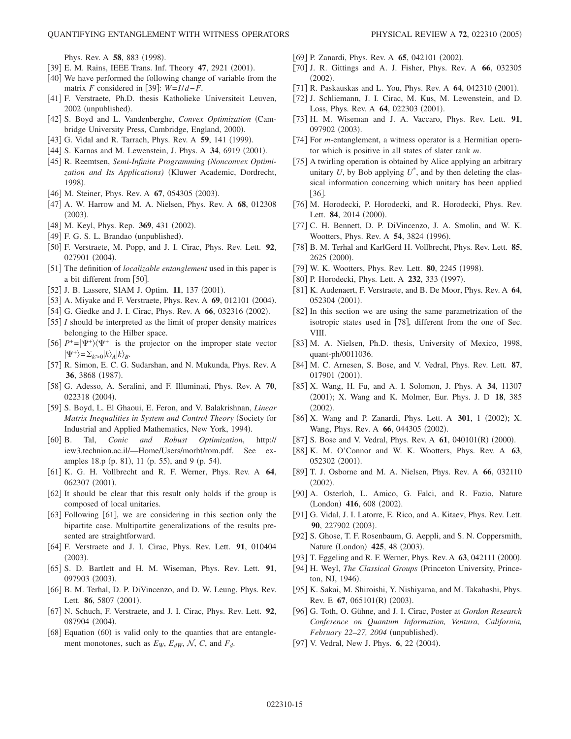Phys. Rev. A **58**, 883 (1998).

[39] E. M. Rains, IEEE Trans. Inf. Theory **47**, 2921 (2001).

[40] We have performed the following change of variable from the matrix $F$ considered in [39]: $W = I/d - F$.

[41] F. Verstraete, Ph.D. thesis Katholieke Universiteit Leuven, 2002 (unpublished).

[42] S. Boyd and L. Vandenberghe, *Convex Optimization* (Cambridge University Press, Cambridge, England, 2000).

[43] G. Vidal and R. Tarrach, Phys. Rev. A **59**, 141 (1999).

[44] S. Karnas and M. Lewenstein, J. Phys. A **34**, 6919 (2001).

[45] R. Reemtsen, *Semi-Infinite Programming (Nonconvex Optimization and Its Applications)* (Kluwer Academic, Dordrecht, 1998).

[46] M. Steiner, Phys. Rev. A **67**, 054305 (2003).

[47] A. W. Harrow and M. A. Nielsen, Phys. Rev. A **68**, 012308 (2003).

[48] M. Keyl, Phys. Rep. **369**, 431 (2002).

[49] F. G. S. L. Brandao (unpublished).

[50] F. Verstraete, M. Popp, and J. I. Cirac, Phys. Rev. Lett. **92**, 027901 (2004).

[51] The definition of *localizable entanglement* used in this paper is a bit different from [50].

[52] J. B. Lassere, SIAM J. Optim. **11**, 137 (2001).

[53] A. Miyake and F. Verstraete, Phys. Rev. A **69**, 012101 (2004).

[54] G. Giedke and J. I. Cirac, Phys. Rev. A **66**, 032316 (2002).

[55] $I$ should be interpreted as the limit of proper density matrices belonging to the Hilbert space.

[56] $P^{+} = |\Psi^{+}\rangle\langle\Psi^{+}|$ is the projector on the improper state vector $|\Psi^{+}\rangle = \sum_{k\geq 0}|k\rangle_A|k\rangle_B$.

[57] R. Simon, E. C. G. Sudarshan, and N. Mukunda, Phys. Rev. A **36**, 3868 (1987).

[58] G. Adesso, A. Serafini, and F. Illuminati, Phys. Rev. A **70**, 022318 (2004).

[59] S. Boyd, L. El Ghaoui, E. Feron, and V. Balakrishnan, *Linear Matrix Inequalities in System and Control Theory* (Society for Industrial and Applied Mathematics, New York, 1994).

[60] B. Tal, *Conic and Robust Optimization*, http://iew3.technion.ac.il/—Home/Users/morbt/rom.pdf. See examples 18.p (p. 81), 11 (p. 55), and 9 (p. 54).

[61] K. G. H. Vollbrecht and R. F. Werner, Phys. Rev. A **64**, 062307 (2001).

[62] It should be clear that this result only holds if the group is composed of local unitaries.

[63] Following [61], we are considering in this section only the bipartite case. Multipartite generalizations of the results presented are straightforward.

[64] F. Verstraete and J. I. Cirac, Phys. Rev. Lett. **91**, 010404 (2003).

[65] S. D. Bartlett and H. M. Wiseman, Phys. Rev. Lett. **91**, 097903 (2003).

[66] B. M. Terhal, D. P. DiVincenzo, and D. W. Leung, Phys. Rev. Lett. **86**, 5807 (2001).

[67] N. Schuch, F. Verstraete, and J. I. Cirac, Phys. Rev. Lett. **92**, 087904 (2004).

[68] Equation (60) is valid only to the quanties that are entanglement monotones, such as $E_W$, $E_{dW}$, $\mathcal{N}$, $C$, and $F_d$.

[69] P. Zanardi, Phys. Rev. A **65**, 042101 (2002).

[70] J. R. Gittings and A. J. Fisher, Phys. Rev. A **66**, 032305 (2002).

[71] R. Paskauskas and L. You, Phys. Rev. A **64**, 042310 (2001).

[72] J. Schliemann, J. I. Cirac, M. Kus, M. Lewenstein, and D. Loss, Phys. Rev. A **64**, 022303 (2001).

[73] H. M. Wiseman and J. A. Vaccaro, Phys. Rev. Lett. **91**, 097902 (2003).

[74] For $m$-entanglement, a witness operator is a Hermitian operator which is positive in all states of slater rank $m$.

[75] A twirling operation is obtained by Alice applying an arbitrary unitary $U$, by Bob applying $U^{*}$, and by then deleting the classical information concerning which unitary has been applied [36].

[76] M. Horodecki, P. Horodecki, and R. Horodecki, Phys. Rev. Lett. **84**, 2014 (2000).

[77] C. H. Bennett, D. P. DiVincenzo, J. A. Smolin, and W. K. Wootters, Phys. Rev. A **54**, 3824 (1996).

[78] B. M. Terhal and KarlGerd H. Vollbrecht, Phys. Rev. Lett. **85**, 2625 (2000).

[79] W. K. Wootters, Phys. Rev. Lett. **80**, 2245 (1998).

[80] P. Horodecki, Phys. Lett. A **232**, 333 (1997).

[81] K. Audenaert, F. Verstraete, and B. De Moor, Phys. Rev. A **64**, 052304 (2001).

[82] In this section we are using the same parametrization of the isotropic states used in [78], different from the one of Sec. VIII.

[83] M. A. Nielsen, Ph.D. thesis, University of Mexico, 1998, quant-ph/0011036.

[84] M. C. Arnesen, S. Bose, and V. Vedral, Phys. Rev. Lett. **87**, 017901 (2001).

[85] X. Wang, H. Fu, and A. I. Solomon, J. Phys. A **34**, 11307 (2001); X. Wang and K. Molmer, Eur. Phys. J. D **18**, 385 (2002).

[86] X. Wang and P. Zanardi, Phys. Lett. A **301**, 1 (2002); X. Wang, Phys. Rev. A **66**, 044305 (2002).

[87] S. Bose and V. Vedral, Phys. Rev. A **61**, 040101(R) (2000).

[88] K. M. O'Connor and W. K. Wootters, Phys. Rev. A **63**, 052302 (2001).

[89] T. J. Osborne and M. A. Nielsen, Phys. Rev. A **66**, 032110 (2002).

[90] A. Osterloh, L. Amico, G. Falci, and R. Fazio, Nature (London) **416**, 608 (2002).

[91] G. Vidal, J. I. Latorre, E. Rico, and A. Kitaev, Phys. Rev. Lett. **90**, 227902 (2003).

[92] S. Ghose, T. F. Rosenbaum, G. Aeppli, and S. N. Coppersmith, Nature (London) **425**, 48 (2003).

[93] T. Eggeling and R. F. Werner, Phys. Rev. A **63**, 042111 (2000).

[94] H. Weyl, *The Classical Groups* (Princeton University, Princeton, NJ, 1946).

[95] K. Sakai, M. Shiroishi, Y. Nishiyama, and M. Takahashi, Phys. Rev. E **67**, 065101(R) (2003).

[96] G. Toth, O. Gühne, and J. I. Cirac, Poster at *Gordon Research Conference on Quantum Information, Ventura, California, February 22–27, 2004* (unpublished).

[97] V. Vedral, New J. Phys. **6**, 22 (2004).